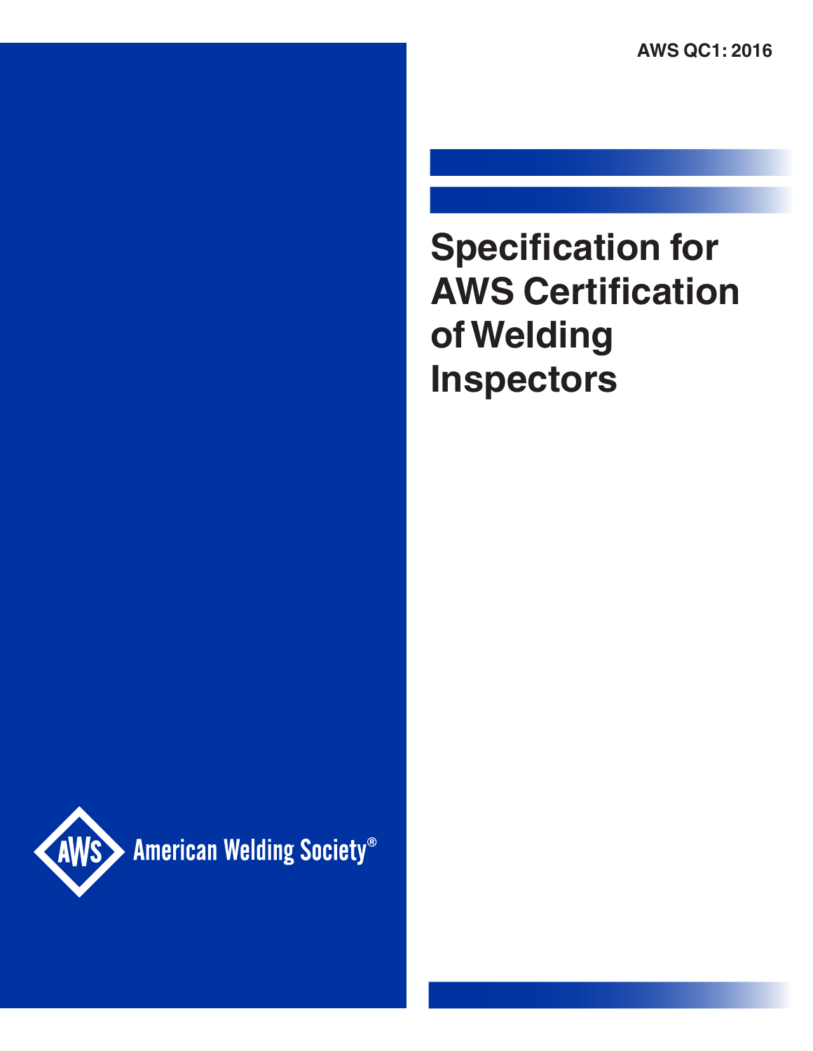AWS QC1: 2016

# Specification for AWS Certification of Welding Inspectors

American Welding Society®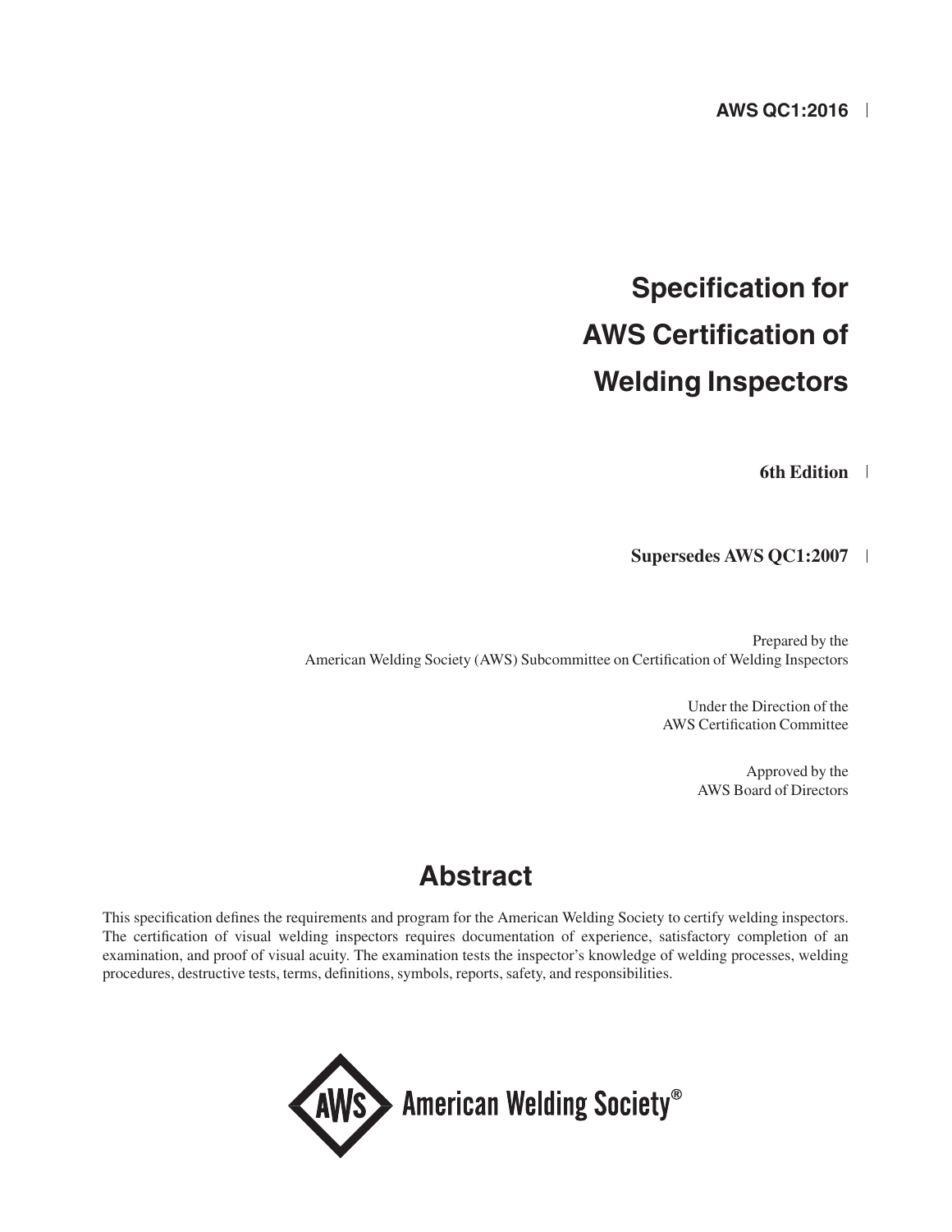**AWS QC1:2016**

# Specification for AWS Certification of Welding Inspectors

**6th Edition**

**Supersedes AWS QC1:2007**

Prepared by the
American Welding Society (AWS) Subcommittee on Certification of Welding Inspectors

Under the Direction of the
AWS Certification Committee

Approved by the
AWS Board of Directors

## Abstract

This specification defines the requirements and program for the American Welding Society to certify welding inspectors. The certification of visual welding inspectors requires documentation of experience, satisfactory completion of an examination, and proof of visual acuity. The examination tests the inspector's knowledge of welding processes, welding procedures, destructive tests, terms, definitions, symbols, reports, safety, and responsibilities.

American Welding Society®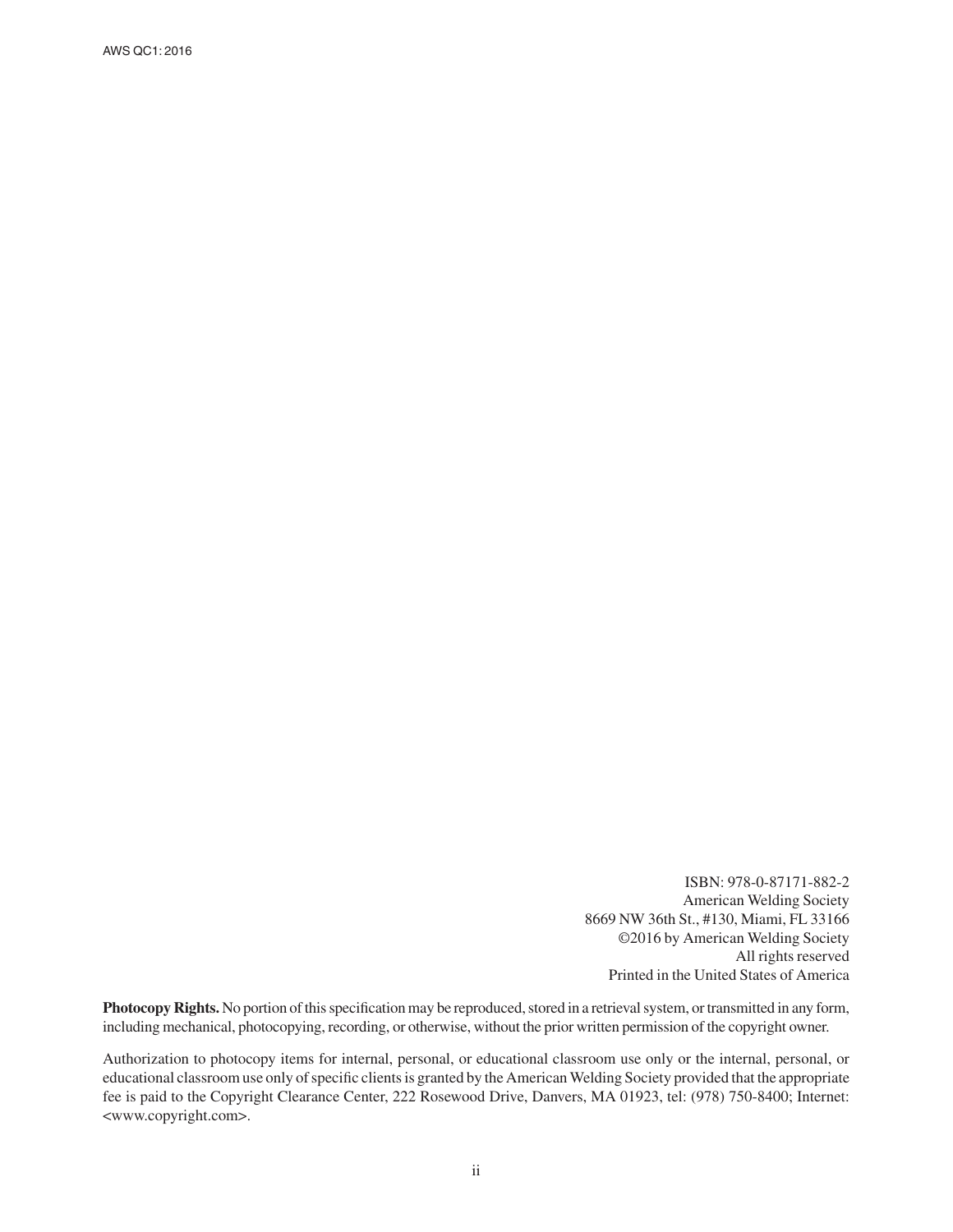ISBN: 978-0-87171-882-2
American Welding Society
8669 NW 36th St., #130, Miami, FL 33166
©2016 by American Welding Society
All rights reserved
Printed in the United States of America

**Photocopy Rights.** No portion of this specification may be reproduced, stored in a retrieval system, or transmitted in any form, including mechanical, photocopying, recording, or otherwise, without the prior written permission of the copyright owner.

Authorization to photocopy items for internal, personal, or educational classroom use only or the internal, personal, or educational classroom use only of specific clients is granted by the American Welding Society provided that the appropriate fee is paid to the Copyright Clearance Center, 222 Rosewood Drive, Danvers, MA 01923, tel: (978) 750-8400; Internet: <www.copyright.com>.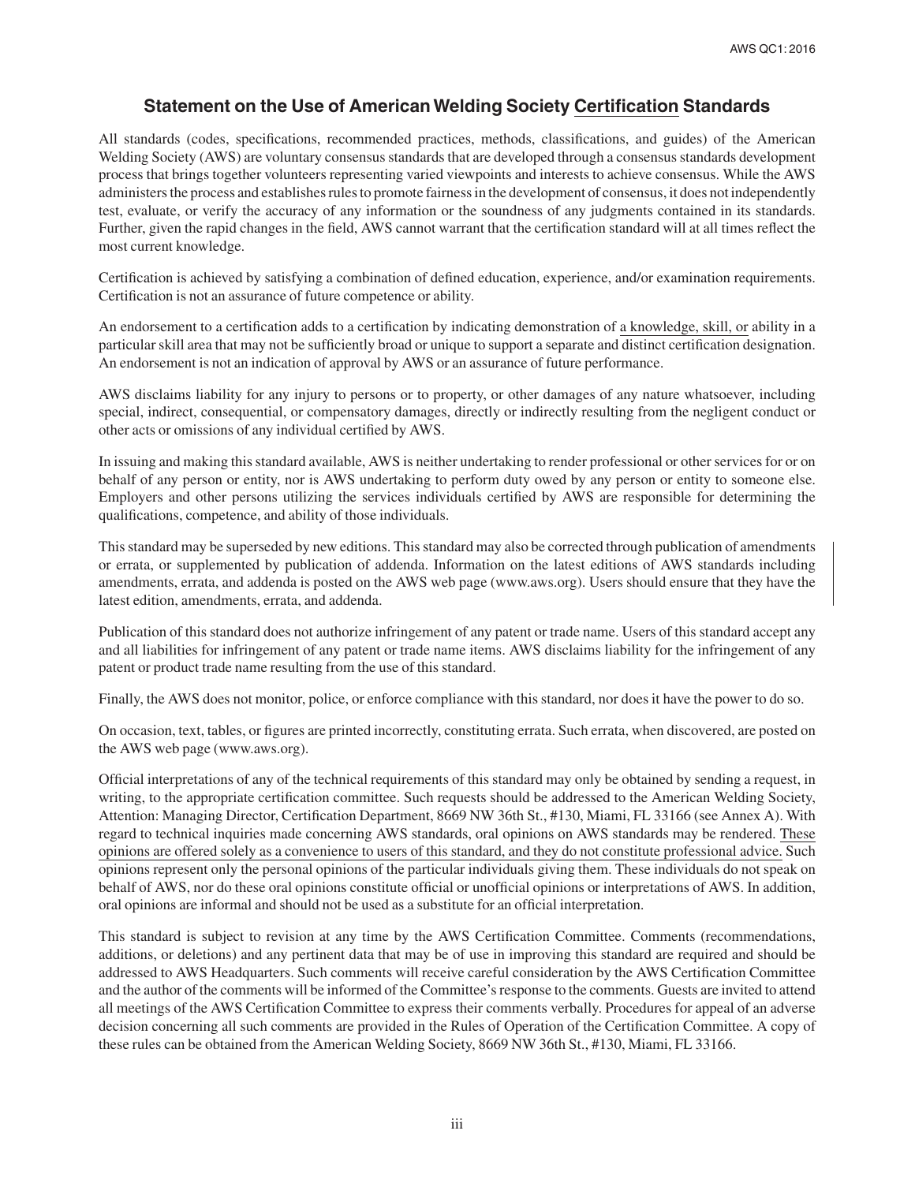## Statement on the Use of American Welding Society Certification Standards

All standards (codes, specifications, recommended practices, methods, classifications, and guides) of the American Welding Society (AWS) are voluntary consensus standards that are developed through a consensus standards development process that brings together volunteers representing varied viewpoints and interests to achieve consensus. While the AWS administers the process and establishes rules to promote fairness in the development of consensus, it does not independently test, evaluate, or verify the accuracy of any information or the soundness of any judgments contained in its standards. Further, given the rapid changes in the field, AWS cannot warrant that the certification standard will at all times reflect the most current knowledge.

Certification is achieved by satisfying a combination of defined education, experience, and/or examination requirements. Certification is not an assurance of future competence or ability.

An endorsement to a certification adds to a certification by indicating demonstration of a knowledge, skill, or ability in a particular skill area that may not be sufficiently broad or unique to support a separate and distinct certification designation. An endorsement is not an indication of approval by AWS or an assurance of future performance.

AWS disclaims liability for any injury to persons or to property, or other damages of any nature whatsoever, including special, indirect, consequential, or compensatory damages, directly or indirectly resulting from the negligent conduct or other acts or omissions of any individual certified by AWS.

In issuing and making this standard available, AWS is neither undertaking to render professional or other services for or on behalf of any person or entity, nor is AWS undertaking to perform duty owed by any person or entity to someone else. Employers and other persons utilizing the services individuals certified by AWS are responsible for determining the qualifications, competence, and ability of those individuals.

This standard may be superseded by new editions. This standard may also be corrected through publication of amendments or errata, or supplemented by publication of addenda. Information on the latest editions of AWS standards including amendments, errata, and addenda is posted on the AWS web page (www.aws.org). Users should ensure that they have the latest edition, amendments, errata, and addenda.

Publication of this standard does not authorize infringement of any patent or trade name. Users of this standard accept any and all liabilities for infringement of any patent or trade name items. AWS disclaims liability for the infringement of any patent or product trade name resulting from the use of this standard.

Finally, the AWS does not monitor, police, or enforce compliance with this standard, nor does it have the power to do so.

On occasion, text, tables, or figures are printed incorrectly, constituting errata. Such errata, when discovered, are posted on the AWS web page (www.aws.org).

Official interpretations of any of the technical requirements of this standard may only be obtained by sending a request, in writing, to the appropriate certification committee. Such requests should be addressed to the American Welding Society, Attention: Managing Director, Certification Department, 8669 NW 36th St., #130, Miami, FL 33166 (see Annex A). With regard to technical inquiries made concerning AWS standards, oral opinions on AWS standards may be rendered. These opinions are offered solely as a convenience to users of this standard, and they do not constitute professional advice. Such opinions represent only the personal opinions of the particular individuals giving them. These individuals do not speak on behalf of AWS, nor do these oral opinions constitute official or unofficial opinions or interpretations of AWS. In addition, oral opinions are informal and should not be used as a substitute for an official interpretation.

This standard is subject to revision at any time by the AWS Certification Committee. Comments (recommendations, additions, or deletions) and any pertinent data that may be of use in improving this standard are required and should be addressed to AWS Headquarters. Such comments will receive careful consideration by the AWS Certification Committee and the author of the comments will be informed of the Committee's response to the comments. Guests are invited to attend all meetings of the AWS Certification Committee to express their comments verbally. Procedures for appeal of an adverse decision concerning all such comments are provided in the Rules of Operation of the Certification Committee. A copy of these rules can be obtained from the American Welding Society, 8669 NW 36th St., #130, Miami, FL 33166.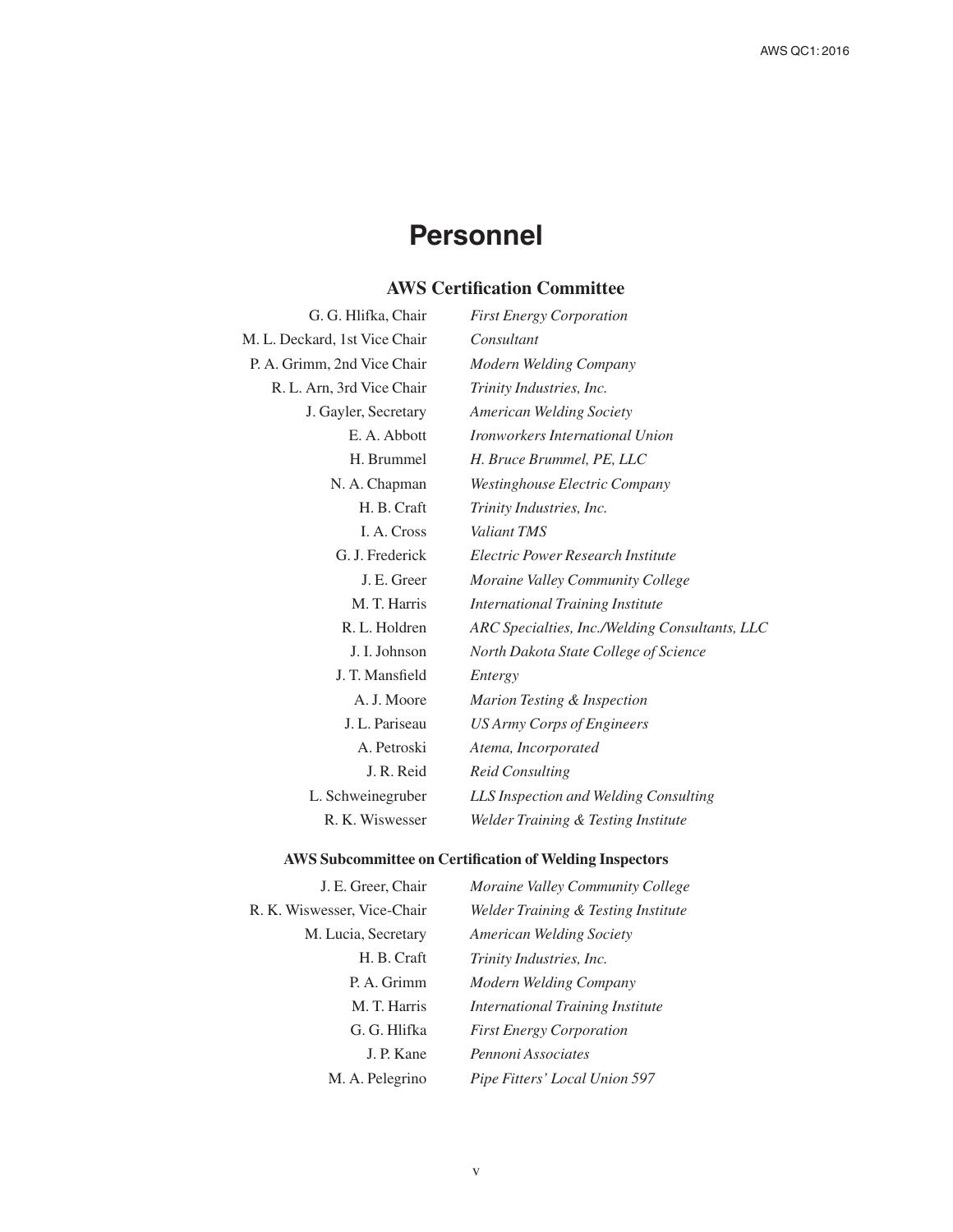# Personnel

## AWS Certification Committee

| | |
|---|---|
| G. G. Hlifka, Chair | *First Energy Corporation* |
| M. L. Deckard, 1st Vice Chair | *Consultant* |
| P. A. Grimm, 2nd Vice Chair | *Modern Welding Company* |
| R. L. Arn, 3rd Vice Chair | *Trinity Industries, Inc.* |
| J. Gayler, Secretary | *American Welding Society* |
| E. A. Abbott | *Ironworkers International Union* |
| H. Brummel | *H. Bruce Brummel, PE, LLC* |
| N. A. Chapman | *Westinghouse Electric Company* |
| H. B. Craft | *Trinity Industries, Inc.* |
| I. A. Cross | *Valiant TMS* |
| G. J. Frederick | *Electric Power Research Institute* |
| J. E. Greer | *Moraine Valley Community College* |
| M. T. Harris | *International Training Institute* |
| R. L. Holdren | *ARC Specialties, Inc./Welding Consultants, LLC* |
| J. I. Johnson | *North Dakota State College of Science* |
| J. T. Mansfield | *Entergy* |
| A. J. Moore | *Marion Testing & Inspection* |
| J. L. Pariseau | *US Army Corps of Engineers* |
| A. Petroski | *Atema, Incorporated* |
| J. R. Reid | *Reid Consulting* |
| L. Schweinegruber | *LLS Inspection and Welding Consulting* |
| R. K. Wiswesser | *Welder Training & Testing Institute* |

### AWS Subcommittee on Certification of Welding Inspectors

| | |
|---|---|
| J. E. Greer, Chair | *Moraine Valley Community College* |
| R. K. Wiswesser, Vice-Chair | *Welder Training & Testing Institute* |
| M. Lucia, Secretary | *American Welding Society* |
| H. B. Craft | *Trinity Industries, Inc.* |
| P. A. Grimm | *Modern Welding Company* |
| M. T. Harris | *International Training Institute* |
| G. G. Hlifka | *First Energy Corporation* |
| J. P. Kane | *Pennoni Associates* |
| M. A. Pelegrino | *Pipe Fitters' Local Union 597* |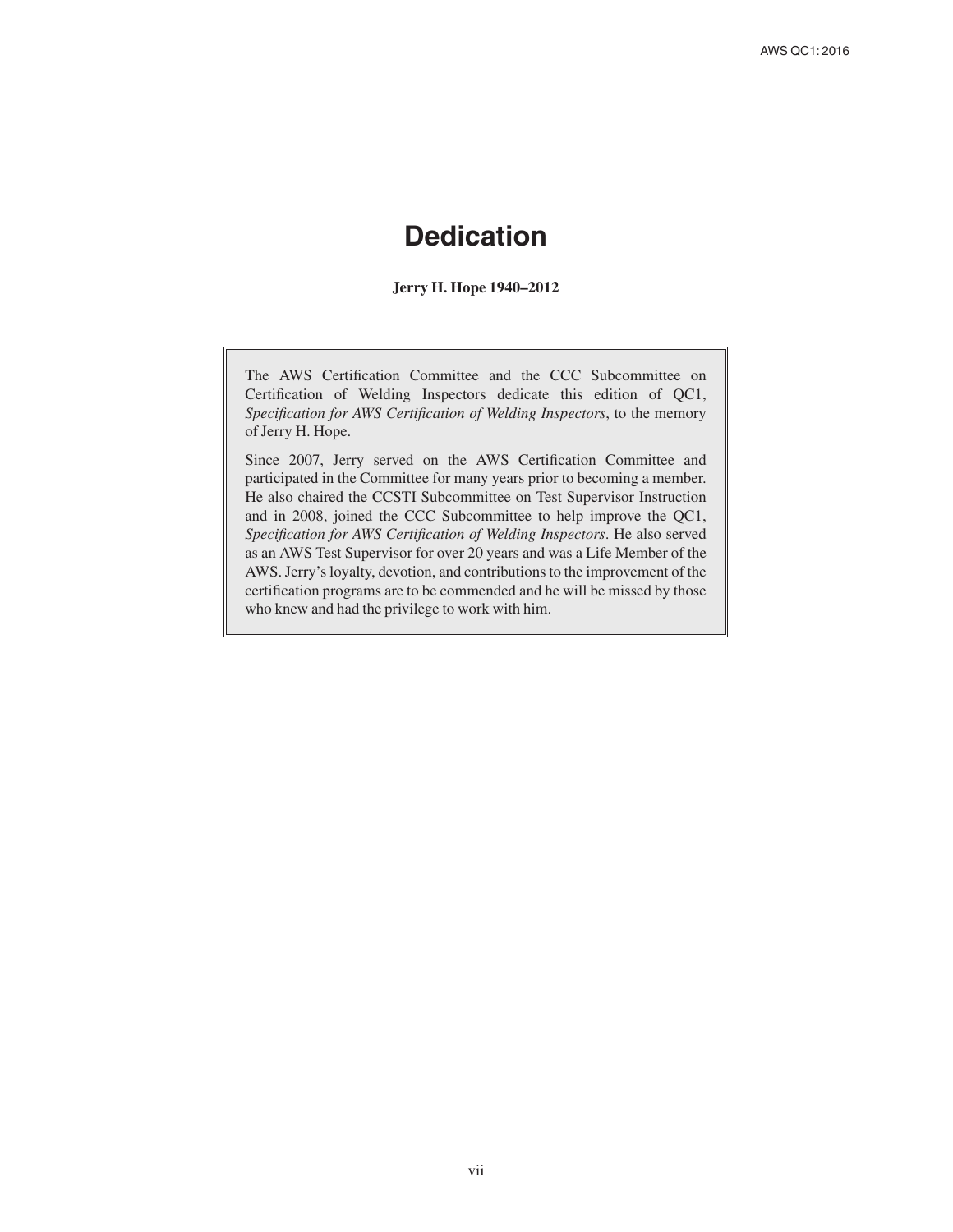# Dedication

**Jerry H. Hope 1940–2012**

The AWS Certification Committee and the CCC Subcommittee on Certification of Welding Inspectors dedicate this edition of QC1, *Specification for AWS Certification of Welding Inspectors*, to the memory of Jerry H. Hope.

Since 2007, Jerry served on the AWS Certification Committee and participated in the Committee for many years prior to becoming a member. He also chaired the CCSTI Subcommittee on Test Supervisor Instruction and in 2008, joined the CCC Subcommittee to help improve the QC1, *Specification for AWS Certification of Welding Inspectors*. He also served as an AWS Test Supervisor for over 20 years and was a Life Member of the AWS. Jerry's loyalty, devotion, and contributions to the improvement of the certification programs are to be commended and he will be missed by those who knew and had the privilege to work with him.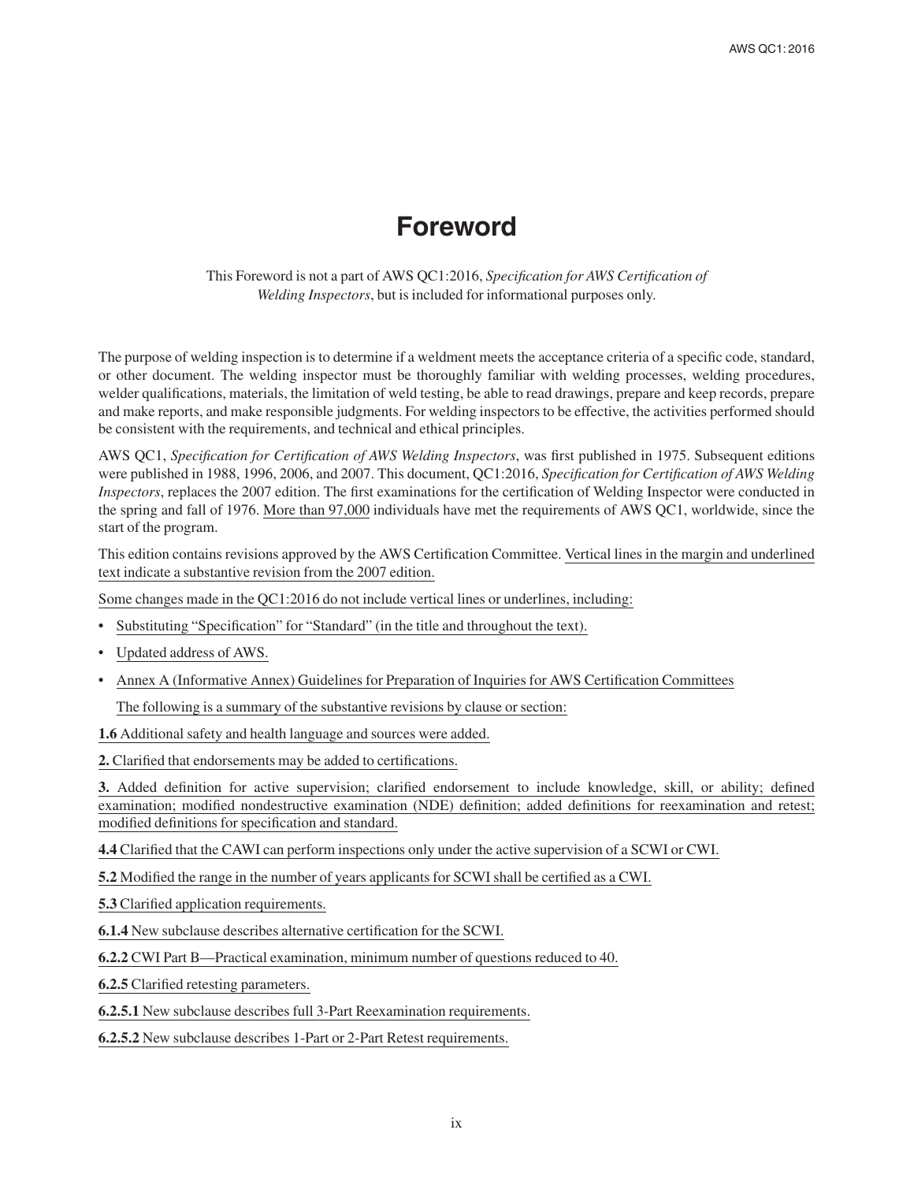# Foreword

This Foreword is not a part of AWS QC1:2016, *Specification for AWS Certification of Welding Inspectors*, but is included for informational purposes only.

The purpose of welding inspection is to determine if a weldment meets the acceptance criteria of a specific code, standard, or other document. The welding inspector must be thoroughly familiar with welding processes, welding procedures, welder qualifications, materials, the limitation of weld testing, be able to read drawings, prepare and keep records, prepare and make reports, and make responsible judgments. For welding inspectors to be effective, the activities performed should be consistent with the requirements, and technical and ethical principles.

AWS QC1, *Specification for Certification of AWS Welding Inspectors*, was first published in 1975. Subsequent editions were published in 1988, 1996, 2006, and 2007. This document, QC1:2016, *Specification for Certification of AWS Welding Inspectors*, replaces the 2007 edition. The first examinations for the certification of Welding Inspector were conducted in the spring and fall of 1976. More than 97,000 individuals have met the requirements of AWS QC1, worldwide, since the start of the program.

This edition contains revisions approved by the AWS Certification Committee. Vertical lines in the margin and underlined text indicate a substantive revision from the 2007 edition.

Some changes made in the QC1:2016 do not include vertical lines or underlines, including:

- Substituting "Specification" for "Standard" (in the title and throughout the text).
- Updated address of AWS.
- Annex A (Informative Annex) Guidelines for Preparation of Inquiries for AWS Certification Committees

  The following is a summary of the substantive revisions by clause or section:

**1.6** Additional safety and health language and sources were added.

**2.** Clarified that endorsements may be added to certifications.

**3.** Added definition for active supervision; clarified endorsement to include knowledge, skill, or ability; defined examination; modified nondestructive examination (NDE) definition; added definitions for reexamination and retest; modified definitions for specification and standard.

**4.4** Clarified that the CAWI can perform inspections only under the active supervision of a SCWI or CWI.

**5.2** Modified the range in the number of years applicants for SCWI shall be certified as a CWI.

**5.3** Clarified application requirements.

**6.1.4** New subclause describes alternative certification for the SCWI.

**6.2.2** CWI Part B—Practical examination, minimum number of questions reduced to 40.

**6.2.5** Clarified retesting parameters.

**6.2.5.1** New subclause describes full 3-Part Reexamination requirements.

**6.2.5.2** New subclause describes 1-Part or 2-Part Retest requirements.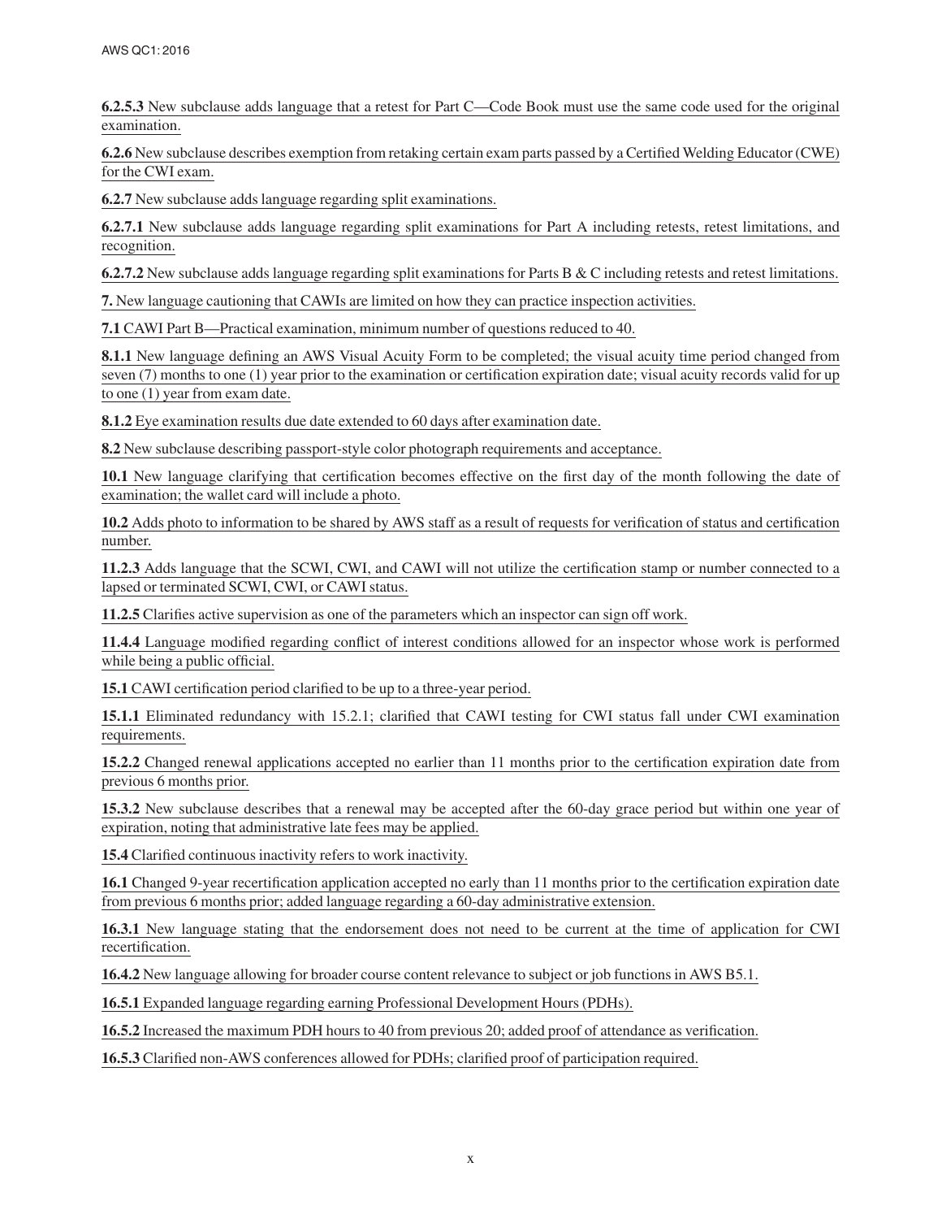**6.2.5.3** New subclause adds language that a retest for Part C—Code Book must use the same code used for the original examination.

**6.2.6** New subclause describes exemption from retaking certain exam parts passed by a Certified Welding Educator (CWE) for the CWI exam.

**6.2.7** New subclause adds language regarding split examinations.

**6.2.7.1** New subclause adds language regarding split examinations for Part A including retests, retest limitations, and recognition.

**6.2.7.2** New subclause adds language regarding split examinations for Parts B & C including retests and retest limitations.

**7.** New language cautioning that CAWIs are limited on how they can practice inspection activities.

**7.1** CAWI Part B—Practical examination, minimum number of questions reduced to 40.

**8.1.1** New language defining an AWS Visual Acuity Form to be completed; the visual acuity time period changed from seven (7) months to one (1) year prior to the examination or certification expiration date; visual acuity records valid for up to one (1) year from exam date.

**8.1.2** Eye examination results due date extended to 60 days after examination date.

**8.2** New subclause describing passport-style color photograph requirements and acceptance.

**10.1** New language clarifying that certification becomes effective on the first day of the month following the date of examination; the wallet card will include a photo.

**10.2** Adds photo to information to be shared by AWS staff as a result of requests for verification of status and certification number.

**11.2.3** Adds language that the SCWI, CWI, and CAWI will not utilize the certification stamp or number connected to a lapsed or terminated SCWI, CWI, or CAWI status.

**11.2.5** Clarifies active supervision as one of the parameters which an inspector can sign off work.

**11.4.4** Language modified regarding conflict of interest conditions allowed for an inspector whose work is performed while being a public official.

**15.1** CAWI certification period clarified to be up to a three-year period.

**15.1.1** Eliminated redundancy with 15.2.1; clarified that CAWI testing for CWI status fall under CWI examination requirements.

**15.2.2** Changed renewal applications accepted no earlier than 11 months prior to the certification expiration date from previous 6 months prior.

**15.3.2** New subclause describes that a renewal may be accepted after the 60-day grace period but within one year of expiration, noting that administrative late fees may be applied.

**15.4** Clarified continuous inactivity refers to work inactivity.

**16.1** Changed 9-year recertification application accepted no early than 11 months prior to the certification expiration date from previous 6 months prior; added language regarding a 60-day administrative extension.

**16.3.1** New language stating that the endorsement does not need to be current at the time of application for CWI recertification.

**16.4.2** New language allowing for broader course content relevance to subject or job functions in AWS B5.1.

**16.5.1** Expanded language regarding earning Professional Development Hours (PDHs).

**16.5.2** Increased the maximum PDH hours to 40 from previous 20; added proof of attendance as verification.

**16.5.3** Clarified non-AWS conferences allowed for PDHs; clarified proof of participation required.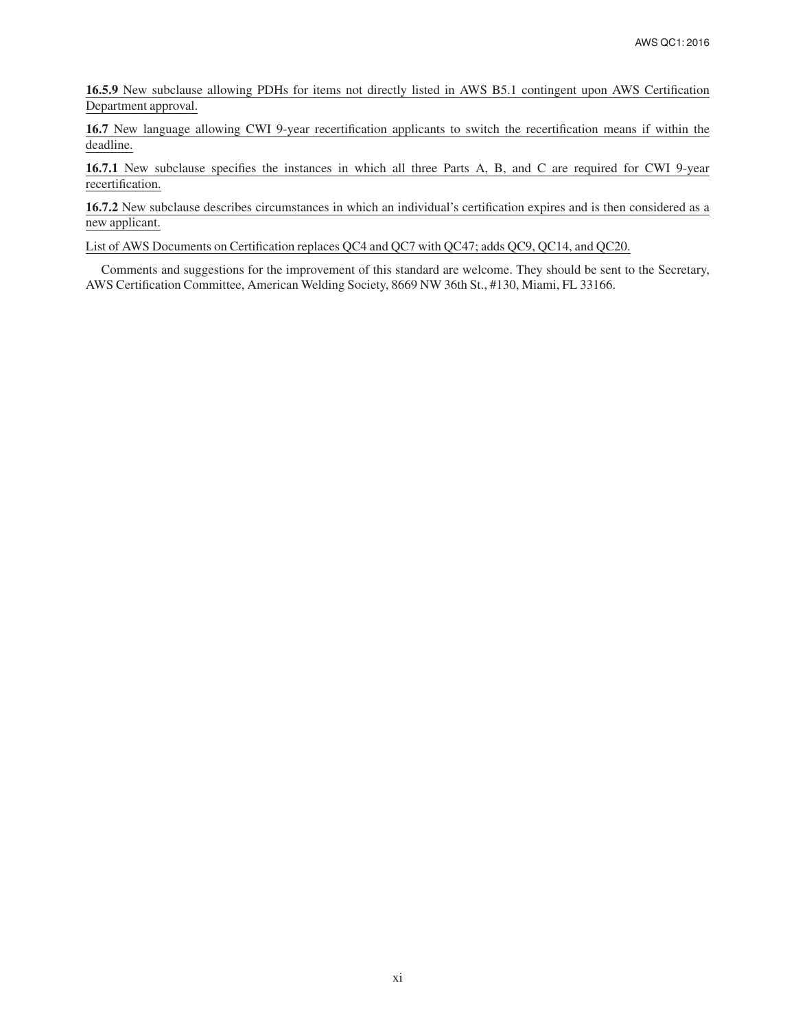**16.5.9** New subclause allowing PDHs for items not directly listed in AWS B5.1 contingent upon AWS Certification Department approval.

**16.7** New language allowing CWI 9-year recertification applicants to switch the recertification means if within the deadline.

**16.7.1** New subclause specifies the instances in which all three Parts A, B, and C are required for CWI 9-year recertification.

**16.7.2** New subclause describes circumstances in which an individual's certification expires and is then considered as a new applicant.

List of AWS Documents on Certification replaces QC4 and QC7 with QC47; adds QC9, QC14, and QC20.

Comments and suggestions for the improvement of this standard are welcome. They should be sent to the Secretary, AWS Certification Committee, American Welding Society, 8669 NW 36th St., #130, Miami, FL 33166.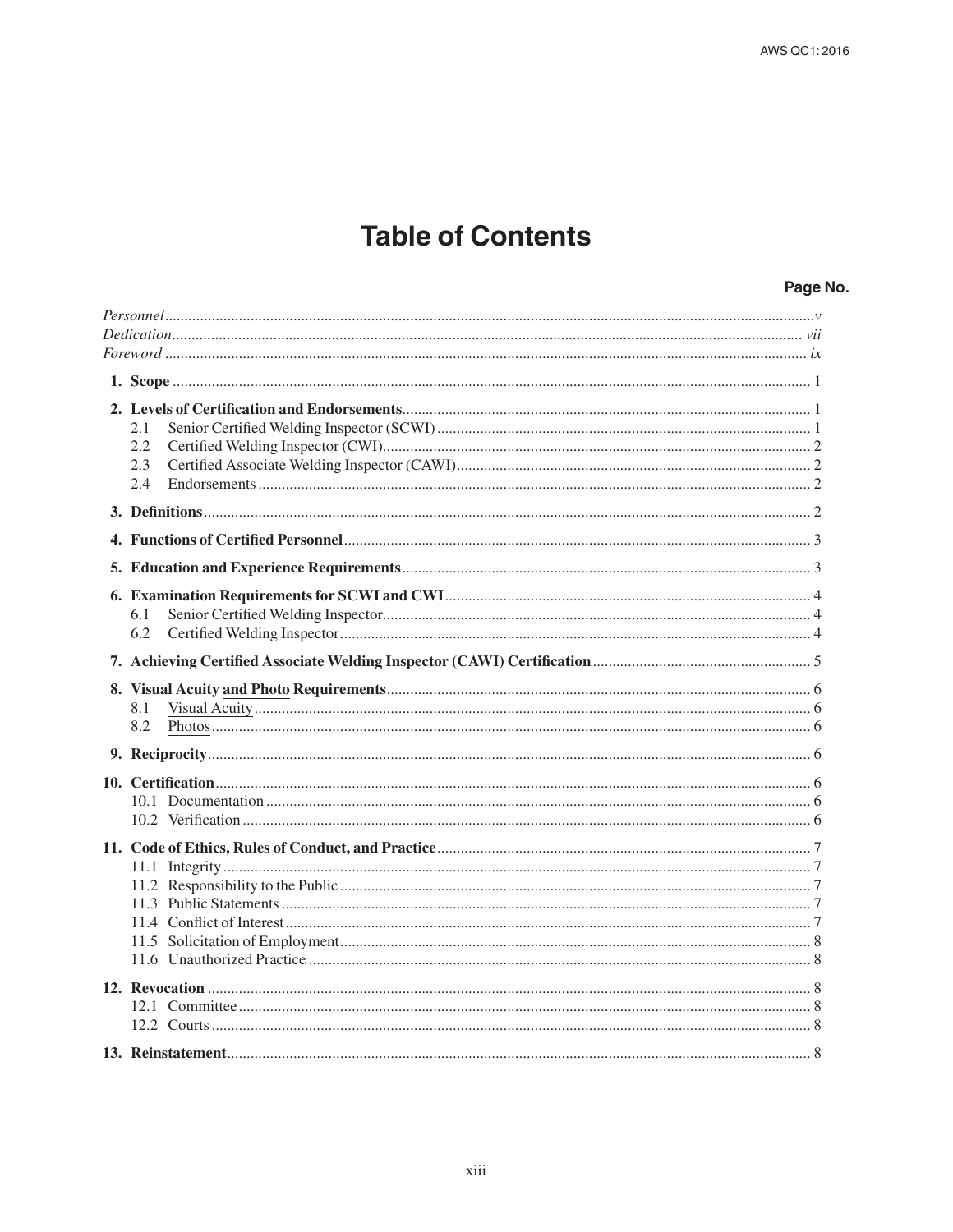# Table of Contents

| | Page No. |
|---|---|
| *Personnel* | *v* |
| *Dedication* | *vii* |
| *Foreword* | *ix* |
| **1. Scope** | 1 |
| **2. Levels of Certification and Endorsements** | 1 |
| 2.1 Senior Certified Welding Inspector (SCWI) | 1 |
| 2.2 Certified Welding Inspector (CWI) | 2 |
| 2.3 Certified Associate Welding Inspector (CAWI) | 2 |
| 2.4 Endorsements | 2 |
| **3. Definitions** | 2 |
| **4. Functions of Certified Personnel** | 3 |
| **5. Education and Experience Requirements** | 3 |
| **6. Examination Requirements for SCWI and CWI** | 4 |
| 6.1 Senior Certified Welding Inspector | 4 |
| 6.2 Certified Welding Inspector | 4 |
| **7. Achieving Certified Associate Welding Inspector (CAWI) Certification** | 5 |
| **8. Visual Acuity and Photo Requirements** | 6 |
| 8.1 Visual Acuity | 6 |
| 8.2 Photos | 6 |
| **9. Reciprocity** | 6 |
| **10. Certification** | 6 |
| 10.1 Documentation | 6 |
| 10.2 Verification | 6 |
| **11. Code of Ethics, Rules of Conduct, and Practice** | 7 |
| 11.1 Integrity | 7 |
| 11.2 Responsibility to the Public | 7 |
| 11.3 Public Statements | 7 |
| 11.4 Conflict of Interest | 7 |
| 11.5 Solicitation of Employment | 8 |
| 11.6 Unauthorized Practice | 8 |
| **12. Revocation** | 8 |
| 12.1 Committee | 8 |
| 12.2 Courts | 8 |
| **13. Reinstatement** | 8 |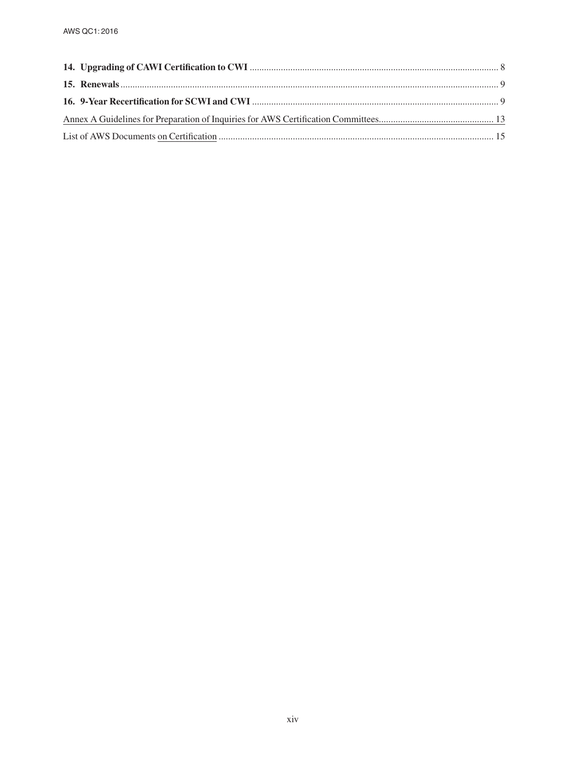**14. Upgrading of CAWI Certification to CWI** ........................................................................................................ 8

**15. Renewals** ............................................................................................................................................................. 9

**16. 9-Year Recertification for SCWI and CWI** ....................................................................................................... 9

Annex A Guidelines for Preparation of Inquiries for AWS Certification Committees............................................... 13

List of AWS Documents on Certification ..................................................................................................................... 15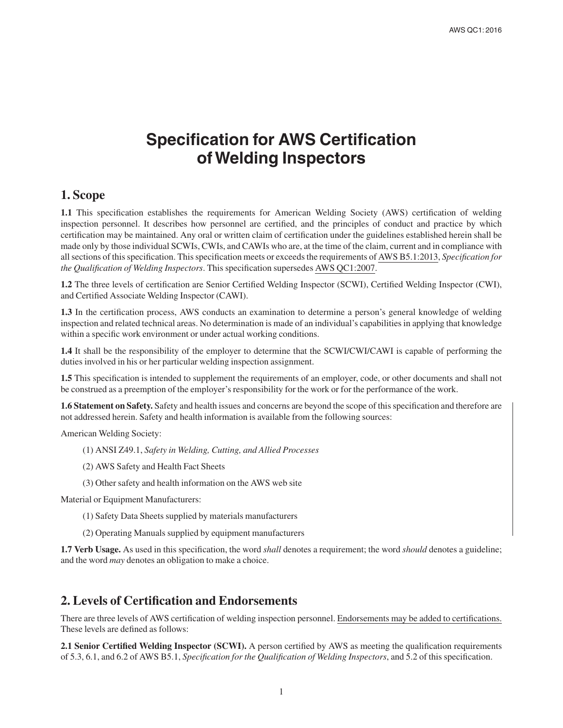# Specification for AWS Certification of Welding Inspectors

## 1. Scope

**1.1** This specification establishes the requirements for American Welding Society (AWS) certification of welding inspection personnel. It describes how personnel are certified, and the principles of conduct and practice by which certification may be maintained. Any oral or written claim of certification under the guidelines established herein shall be made only by those individual SCWIs, CWIs, and CAWIs who are, at the time of the claim, current and in compliance with all sections of this specification. This specification meets or exceeds the requirements of AWS B5.1:2013, *Specification for the Qualification of Welding Inspectors*. This specification supersedes AWS QC1:2007.

**1.2** The three levels of certification are Senior Certified Welding Inspector (SCWI), Certified Welding Inspector (CWI), and Certified Associate Welding Inspector (CAWI).

**1.3** In the certification process, AWS conducts an examination to determine a person's general knowledge of welding inspection and related technical areas. No determination is made of an individual's capabilities in applying that knowledge within a specific work environment or under actual working conditions.

**1.4** It shall be the responsibility of the employer to determine that the SCWI/CWI/CAWI is capable of performing the duties involved in his or her particular welding inspection assignment.

**1.5** This specification is intended to supplement the requirements of an employer, code, or other documents and shall not be construed as a preemption of the employer's responsibility for the work or for the performance of the work.

**1.6 Statement on Safety.** Safety and health issues and concerns are beyond the scope of this specification and therefore are not addressed herein. Safety and health information is available from the following sources:

American Welding Society:

(1) ANSI Z49.1, *Safety in Welding, Cutting, and Allied Processes*

(2) AWS Safety and Health Fact Sheets

(3) Other safety and health information on the AWS web site

Material or Equipment Manufacturers:

(1) Safety Data Sheets supplied by materials manufacturers

(2) Operating Manuals supplied by equipment manufacturers

**1.7 Verb Usage.** As used in this specification, the word *shall* denotes a requirement; the word *should* denotes a guideline; and the word *may* denotes an obligation to make a choice.

## 2. Levels of Certification and Endorsements

There are three levels of AWS certification of welding inspection personnel. Endorsements may be added to certifications. These levels are defined as follows:

**2.1 Senior Certified Welding Inspector (SCWI).** A person certified by AWS as meeting the qualification requirements of 5.3, 6.1, and 6.2 of AWS B5.1, *Specification for the Qualification of Welding Inspectors*, and 5.2 of this specification.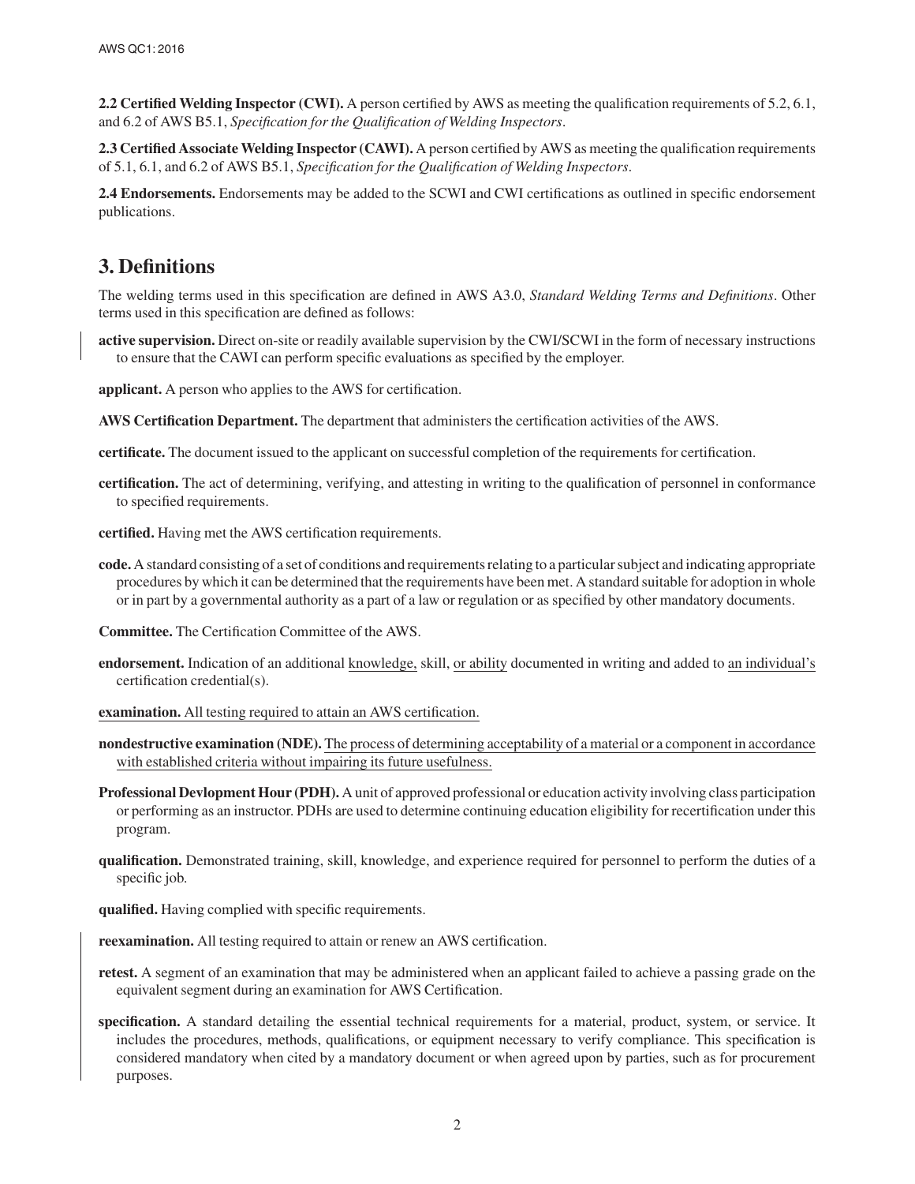**2.2 Certified Welding Inspector (CWI).** A person certified by AWS as meeting the qualification requirements of 5.2, 6.1, and 6.2 of AWS B5.1, *Specification for the Qualification of Welding Inspectors*.

**2.3 Certified Associate Welding Inspector (CAWI).** A person certified by AWS as meeting the qualification requirements of 5.1, 6.1, and 6.2 of AWS B5.1, *Specification for the Qualification of Welding Inspectors*.

**2.4 Endorsements.** Endorsements may be added to the SCWI and CWI certifications as outlined in specific endorsement publications.

# 3. Definitions

The welding terms used in this specification are defined in AWS A3.0, *Standard Welding Terms and Definitions*. Other terms used in this specification are defined as follows:

**active supervision.** Direct on-site or readily available supervision by the CWI/SCWI in the form of necessary instructions to ensure that the CAWI can perform specific evaluations as specified by the employer.

**applicant.** A person who applies to the AWS for certification.

**AWS Certification Department.** The department that administers the certification activities of the AWS.

**certificate.** The document issued to the applicant on successful completion of the requirements for certification.

**certification.** The act of determining, verifying, and attesting in writing to the qualification of personnel in conformance to specified requirements.

**certified.** Having met the AWS certification requirements.

**code.** A standard consisting of a set of conditions and requirements relating to a particular subject and indicating appropriate procedures by which it can be determined that the requirements have been met. A standard suitable for adoption in whole or in part by a governmental authority as a part of a law or regulation or as specified by other mandatory documents.

**Committee.** The Certification Committee of the AWS.

**endorsement.** Indication of an additional knowledge, skill, or ability documented in writing and added to an individual's certification credential(s).

**examination.** All testing required to attain an AWS certification.

**nondestructive examination (NDE).** The process of determining acceptability of a material or a component in accordance with established criteria without impairing its future usefulness.

**Professional Devlopment Hour (PDH).** A unit of approved professional or education activity involving class participation or performing as an instructor. PDHs are used to determine continuing education eligibility for recertification under this program.

**qualification.** Demonstrated training, skill, knowledge, and experience required for personnel to perform the duties of a specific job.

**qualified.** Having complied with specific requirements.

**reexamination.** All testing required to attain or renew an AWS certification.

**retest.** A segment of an examination that may be administered when an applicant failed to achieve a passing grade on the equivalent segment during an examination for AWS Certification.

**specification.** A standard detailing the essential technical requirements for a material, product, system, or service. It includes the procedures, methods, qualifications, or equipment necessary to verify compliance. This specification is considered mandatory when cited by a mandatory document or when agreed upon by parties, such as for procurement purposes.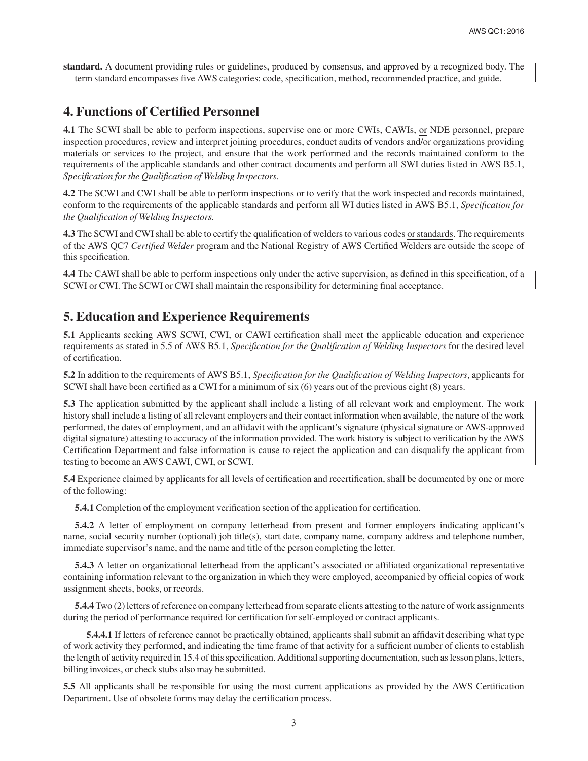**standard.** A document providing rules or guidelines, produced by consensus, and approved by a recognized body. The term standard encompasses five AWS categories: code, specification, method, recommended practice, and guide.

## 4. Functions of Certified Personnel

**4.1** The SCWI shall be able to perform inspections, supervise one or more CWIs, CAWIs, or NDE personnel, prepare inspection procedures, review and interpret joining procedures, conduct audits of vendors and/or organizations providing materials or services to the project, and ensure that the work performed and the records maintained conform to the requirements of the applicable standards and other contract documents and perform all SWI duties listed in AWS B5.1, *Specification for the Qualification of Welding Inspectors*.

**4.2** The SCWI and CWI shall be able to perform inspections or to verify that the work inspected and records maintained, conform to the requirements of the applicable standards and perform all WI duties listed in AWS B5.1, *Specification for the Qualification of Welding Inspectors.*

**4.3** The SCWI and CWI shall be able to certify the qualification of welders to various codes or standards. The requirements of the AWS QC7 *Certified Welder* program and the National Registry of AWS Certified Welders are outside the scope of this specification.

**4.4** The CAWI shall be able to perform inspections only under the active supervision, as defined in this specification, of a SCWI or CWI. The SCWI or CWI shall maintain the responsibility for determining final acceptance.

## 5. Education and Experience Requirements

**5.1** Applicants seeking AWS SCWI, CWI, or CAWI certification shall meet the applicable education and experience requirements as stated in 5.5 of AWS B5.1, *Specification for the Qualification of Welding Inspectors* for the desired level of certification.

**5.2** In addition to the requirements of AWS B5.1, *Specification for the Qualification of Welding Inspectors*, applicants for SCWI shall have been certified as a CWI for a minimum of six (6) years out of the previous eight (8) years.

**5.3** The application submitted by the applicant shall include a listing of all relevant work and employment. The work history shall include a listing of all relevant employers and their contact information when available, the nature of the work performed, the dates of employment, and an affidavit with the applicant's signature (physical signature or AWS-approved digital signature) attesting to accuracy of the information provided. The work history is subject to verification by the AWS Certification Department and false information is cause to reject the application and can disqualify the applicant from testing to become an AWS CAWI, CWI, or SCWI.

**5.4** Experience claimed by applicants for all levels of certification and recertification, shall be documented by one or more of the following:

**5.4.1** Completion of the employment verification section of the application for certification.

**5.4.2** A letter of employment on company letterhead from present and former employers indicating applicant's name, social security number (optional) job title(s), start date, company name, company address and telephone number, immediate supervisor's name, and the name and title of the person completing the letter.

**5.4.3** A letter on organizational letterhead from the applicant's associated or affiliated organizational representative containing information relevant to the organization in which they were employed, accompanied by official copies of work assignment sheets, books, or records.

**5.4.4** Two (2) letters of reference on company letterhead from separate clients attesting to the nature of work assignments during the period of performance required for certification for self-employed or contract applicants.

**5.4.4.1** If letters of reference cannot be practically obtained, applicants shall submit an affidavit describing what type of work activity they performed, and indicating the time frame of that activity for a sufficient number of clients to establish the length of activity required in 15.4 of this specification. Additional supporting documentation, such as lesson plans, letters, billing invoices, or check stubs also may be submitted.

**5.5** All applicants shall be responsible for using the most current applications as provided by the AWS Certification Department. Use of obsolete forms may delay the certification process.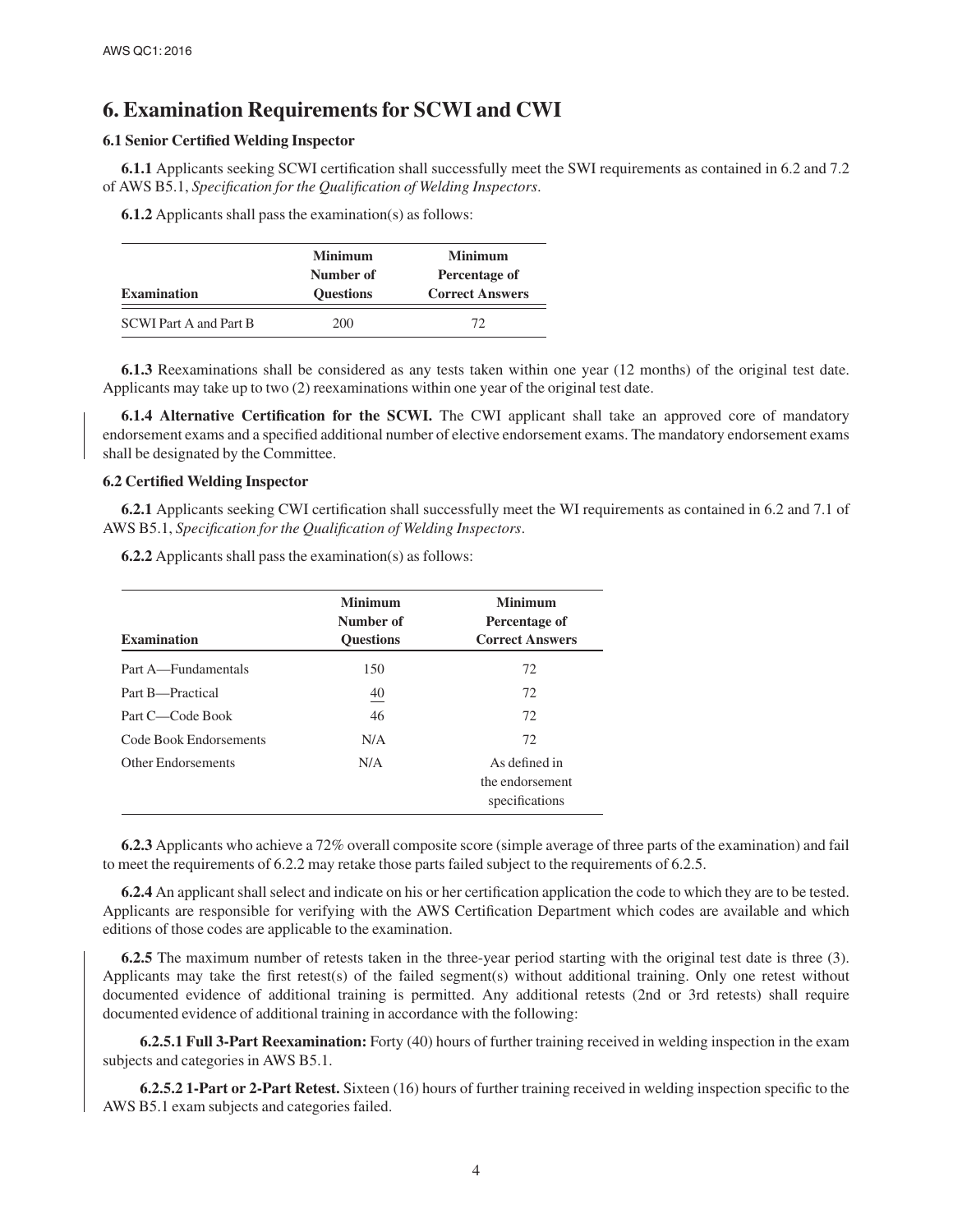# 6. Examination Requirements for SCWI and CWI

### 6.1 Senior Certified Welding Inspector

**6.1.1** Applicants seeking SCWI certification shall successfully meet the SWI requirements as contained in 6.2 and 7.2 of AWS B5.1, *Specification for the Qualification of Welding Inspectors*.

**6.1.2** Applicants shall pass the examination(s) as follows:

| Examination | Minimum Number of Questions | Minimum Percentage of Correct Answers |
|---|---|---|
| SCWI Part A and Part B | 200 | 72 |

**6.1.3** Reexaminations shall be considered as any tests taken within one year (12 months) of the original test date. Applicants may take up to two (2) reexaminations within one year of the original test date.

**6.1.4 Alternative Certification for the SCWI.** The CWI applicant shall take an approved core of mandatory endorsement exams and a specified additional number of elective endorsement exams. The mandatory endorsement exams shall be designated by the Committee.

### 6.2 Certified Welding Inspector

**6.2.1** Applicants seeking CWI certification shall successfully meet the WI requirements as contained in 6.2 and 7.1 of AWS B5.1, *Specification for the Qualification of Welding Inspectors*.

**6.2.2** Applicants shall pass the examination(s) as follows:

| Examination | Minimum Number of Questions | Minimum Percentage of Correct Answers |
|---|---|---|
| Part A—Fundamentals | 150 | 72 |
| Part B—Practical | 40 | 72 |
| Part C—Code Book | 46 | 72 |
| Code Book Endorsements | N/A | 72 |
| Other Endorsements | N/A | As defined in the endorsement specifications |

**6.2.3** Applicants who achieve a 72% overall composite score (simple average of three parts of the examination) and fail to meet the requirements of 6.2.2 may retake those parts failed subject to the requirements of 6.2.5.

**6.2.4** An applicant shall select and indicate on his or her certification application the code to which they are to be tested. Applicants are responsible for verifying with the AWS Certification Department which codes are available and which editions of those codes are applicable to the examination.

**6.2.5** The maximum number of retests taken in the three-year period starting with the original test date is three (3). Applicants may take the first retest(s) of the failed segment(s) without additional training. Only one retest without documented evidence of additional training is permitted. Any additional retests (2nd or 3rd retests) shall require documented evidence of additional training in accordance with the following:

**6.2.5.1 Full 3-Part Reexamination:** Forty (40) hours of further training received in welding inspection in the exam subjects and categories in AWS B5.1.

**6.2.5.2 1-Part or 2-Part Retest.** Sixteen (16) hours of further training received in welding inspection specific to the AWS B5.1 exam subjects and categories failed.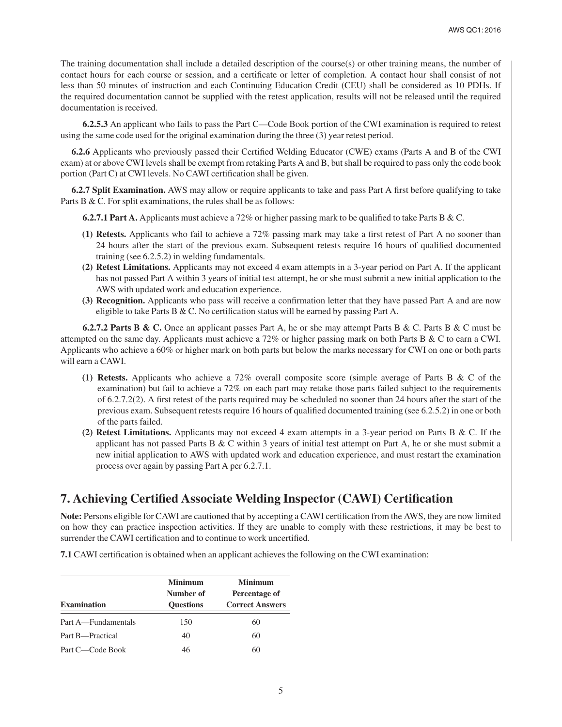The training documentation shall include a detailed description of the course(s) or other training means, the number of contact hours for each course or session, and a certificate or letter of completion. A contact hour shall consist of not less than 50 minutes of instruction and each Continuing Education Credit (CEU) shall be considered as 10 PDHs. If the required documentation cannot be supplied with the retest application, results will not be released until the required documentation is received.

**6.2.5.3** An applicant who fails to pass the Part C—Code Book portion of the CWI examination is required to retest using the same code used for the original examination during the three (3) year retest period.

**6.2.6** Applicants who previously passed their Certified Welding Educator (CWE) exams (Parts A and B of the CWI exam) at or above CWI levels shall be exempt from retaking Parts A and B, but shall be required to pass only the code book portion (Part C) at CWI levels. No CAWI certification shall be given.

**6.2.7 Split Examination.** AWS may allow or require applicants to take and pass Part A first before qualifying to take Parts B & C. For split examinations, the rules shall be as follows:

**6.2.7.1 Part A.** Applicants must achieve a 72% or higher passing mark to be qualified to take Parts B & C.

- **(1) Retests.** Applicants who fail to achieve a 72% passing mark may take a first retest of Part A no sooner than 24 hours after the start of the previous exam. Subsequent retests require 16 hours of qualified documented training (see 6.2.5.2) in welding fundamentals.
- **(2) Retest Limitations.** Applicants may not exceed 4 exam attempts in a 3-year period on Part A. If the applicant has not passed Part A within 3 years of initial test attempt, he or she must submit a new initial application to the AWS with updated work and education experience.
- **(3) Recognition.** Applicants who pass will receive a confirmation letter that they have passed Part A and are now eligible to take Parts B & C. No certification status will be earned by passing Part A.

**6.2.7.2 Parts B & C.** Once an applicant passes Part A, he or she may attempt Parts B & C. Parts B & C must be attempted on the same day. Applicants must achieve a 72% or higher passing mark on both Parts B & C to earn a CWI. Applicants who achieve a 60% or higher mark on both parts but below the marks necessary for CWI on one or both parts will earn a CAWI.

- **(1) Retests.** Applicants who achieve a 72% overall composite score (simple average of Parts B & C of the examination) but fail to achieve a 72% on each part may retake those parts failed subject to the requirements of 6.2.7.2(2). A first retest of the parts required may be scheduled no sooner than 24 hours after the start of the previous exam. Subsequent retests require 16 hours of qualified documented training (see 6.2.5.2) in one or both of the parts failed.
- **(2) Retest Limitations.** Applicants may not exceed 4 exam attempts in a 3-year period on Parts B & C. If the applicant has not passed Parts B & C within 3 years of initial test attempt on Part A, he or she must submit a new initial application to AWS with updated work and education experience, and must restart the examination process over again by passing Part A per 6.2.7.1.

## 7. Achieving Certified Associate Welding Inspector (CAWI) Certification

**Note:** Persons eligible for CAWI are cautioned that by accepting a CAWI certification from the AWS, they are now limited on how they can practice inspection activities. If they are unable to comply with these restrictions, it may be best to surrender the CAWI certification and to continue to work uncertified.

**7.1** CAWI certification is obtained when an applicant achieves the following on the CWI examination:

| Examination | Minimum Number of Questions | Minimum Percentage of Correct Answers |
|---|---|---|
| Part A—Fundamentals | 150 | 60 |
| Part B—Practical | 40 | 60 |
| Part C—Code Book | 46 | 60 |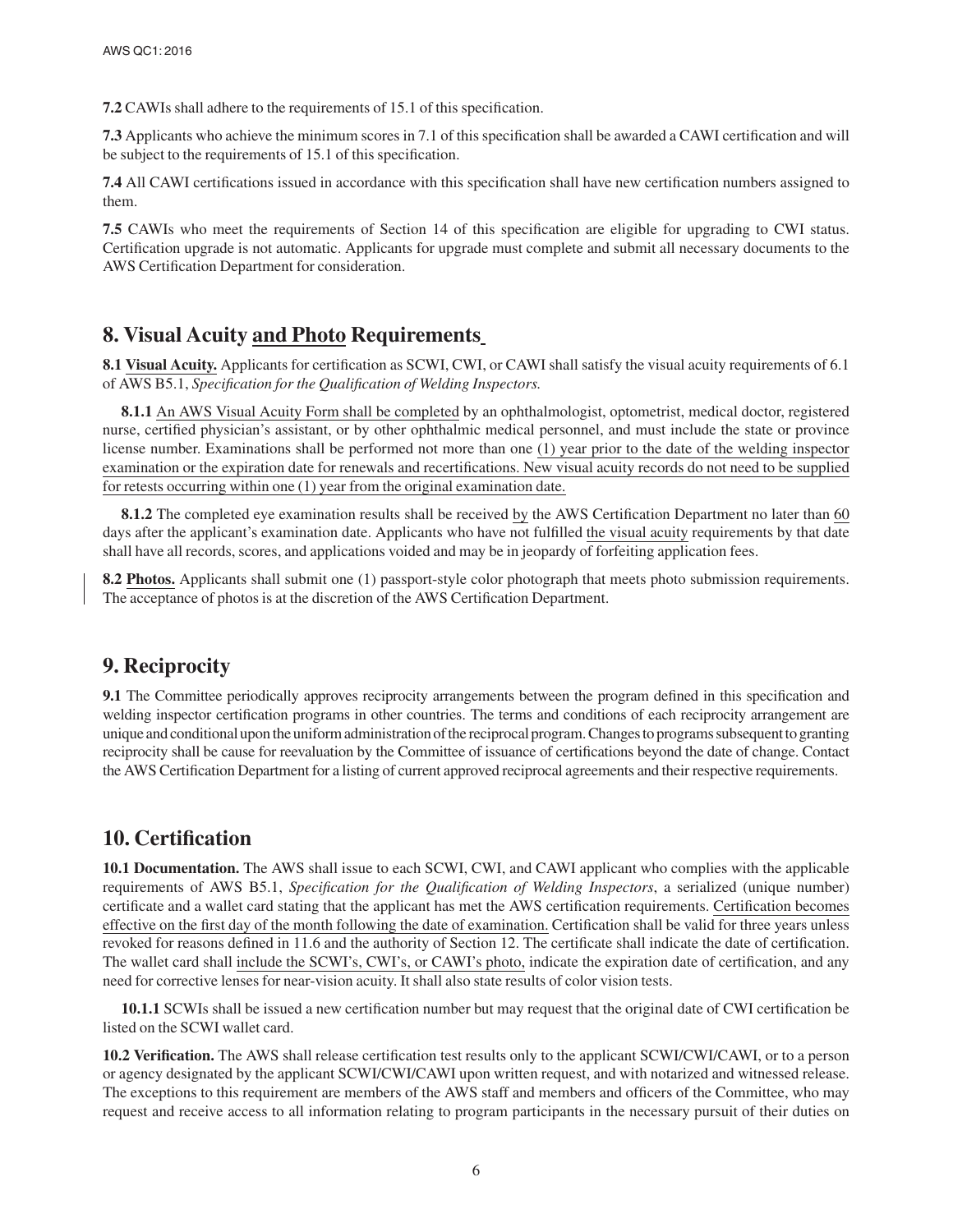**7.2** CAWIs shall adhere to the requirements of 15.1 of this specification.

**7.3** Applicants who achieve the minimum scores in 7.1 of this specification shall be awarded a CAWI certification and will be subject to the requirements of 15.1 of this specification.

**7.4** All CAWI certifications issued in accordance with this specification shall have new certification numbers assigned to them.

**7.5** CAWIs who meet the requirements of Section 14 of this specification are eligible for upgrading to CWI status. Certification upgrade is not automatic. Applicants for upgrade must complete and submit all necessary documents to the AWS Certification Department for consideration.

## 8. Visual Acuity and Photo Requirements

**8.1 Visual Acuity.** Applicants for certification as SCWI, CWI, or CAWI shall satisfy the visual acuity requirements of 6.1 of AWS B5.1, *Specification for the Qualification of Welding Inspectors.*

**8.1.1** An AWS Visual Acuity Form shall be completed by an ophthalmologist, optometrist, medical doctor, registered nurse, certified physician's assistant, or by other ophthalmic medical personnel, and must include the state or province license number. Examinations shall be performed not more than one (1) year prior to the date of the welding inspector examination or the expiration date for renewals and recertifications. New visual acuity records do not need to be supplied for retests occurring within one (1) year from the original examination date.

**8.1.2** The completed eye examination results shall be received by the AWS Certification Department no later than 60 days after the applicant's examination date. Applicants who have not fulfilled the visual acuity requirements by that date shall have all records, scores, and applications voided and may be in jeopardy of forfeiting application fees.

**8.2 Photos.** Applicants shall submit one (1) passport-style color photograph that meets photo submission requirements. The acceptance of photos is at the discretion of the AWS Certification Department.

## 9. Reciprocity

**9.1** The Committee periodically approves reciprocity arrangements between the program defined in this specification and welding inspector certification programs in other countries. The terms and conditions of each reciprocity arrangement are unique and conditional upon the uniform administration of the reciprocal program. Changes to programs subsequent to granting reciprocity shall be cause for reevaluation by the Committee of issuance of certifications beyond the date of change. Contact the AWS Certification Department for a listing of current approved reciprocal agreements and their respective requirements.

## 10. Certification

**10.1 Documentation.** The AWS shall issue to each SCWI, CWI, and CAWI applicant who complies with the applicable requirements of AWS B5.1, *Specification for the Qualification of Welding Inspectors*, a serialized (unique number) certificate and a wallet card stating that the applicant has met the AWS certification requirements. Certification becomes effective on the first day of the month following the date of examination. Certification shall be valid for three years unless revoked for reasons defined in 11.6 and the authority of Section 12. The certificate shall indicate the date of certification. The wallet card shall include the SCWI's, CWI's, or CAWI's photo, indicate the expiration date of certification, and any need for corrective lenses for near-vision acuity. It shall also state results of color vision tests.

**10.1.1** SCWIs shall be issued a new certification number but may request that the original date of CWI certification be listed on the SCWI wallet card.

**10.2 Verification.** The AWS shall release certification test results only to the applicant SCWI/CWI/CAWI, or to a person or agency designated by the applicant SCWI/CWI/CAWI upon written request, and with notarized and witnessed release. The exceptions to this requirement are members of the AWS staff and members and officers of the Committee, who may request and receive access to all information relating to program participants in the necessary pursuit of their duties on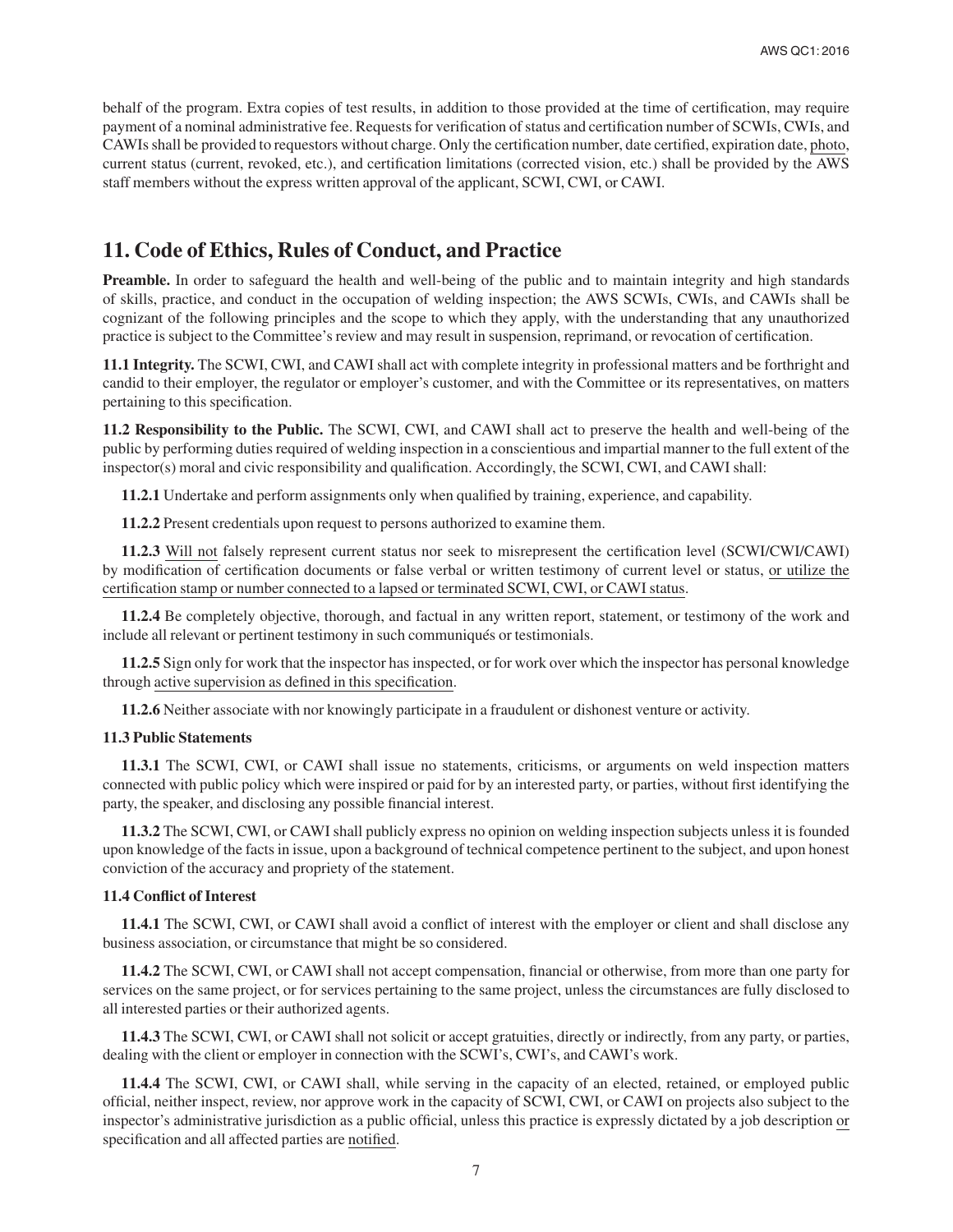behalf of the program. Extra copies of test results, in addition to those provided at the time of certification, may require payment of a nominal administrative fee. Requests for verification of status and certification number of SCWIs, CWIs, and CAWIs shall be provided to requestors without charge. Only the certification number, date certified, expiration date, photo, current status (current, revoked, etc.), and certification limitations (corrected vision, etc.) shall be provided by the AWS staff members without the express written approval of the applicant, SCWI, CWI, or CAWI.

## 11. Code of Ethics, Rules of Conduct, and Practice

**Preamble.** In order to safeguard the health and well-being of the public and to maintain integrity and high standards of skills, practice, and conduct in the occupation of welding inspection; the AWS SCWIs, CWIs, and CAWIs shall be cognizant of the following principles and the scope to which they apply, with the understanding that any unauthorized practice is subject to the Committee's review and may result in suspension, reprimand, or revocation of certification.

**11.1 Integrity.** The SCWI, CWI, and CAWI shall act with complete integrity in professional matters and be forthright and candid to their employer, the regulator or employer's customer, and with the Committee or its representatives, on matters pertaining to this specification.

**11.2 Responsibility to the Public.** The SCWI, CWI, and CAWI shall act to preserve the health and well-being of the public by performing duties required of welding inspection in a conscientious and impartial manner to the full extent of the inspector(s) moral and civic responsibility and qualification. Accordingly, the SCWI, CWI, and CAWI shall:

**11.2.1** Undertake and perform assignments only when qualified by training, experience, and capability.

**11.2.2** Present credentials upon request to persons authorized to examine them.

**11.2.3** Will not falsely represent current status nor seek to misrepresent the certification level (SCWI/CWI/CAWI) by modification of certification documents or false verbal or written testimony of current level or status, or utilize the certification stamp or number connected to a lapsed or terminated SCWI, CWI, or CAWI status.

**11.2.4** Be completely objective, thorough, and factual in any written report, statement, or testimony of the work and include all relevant or pertinent testimony in such communiqués or testimonials.

**11.2.5** Sign only for work that the inspector has inspected, or for work over which the inspector has personal knowledge through active supervision as defined in this specification.

**11.2.6** Neither associate with nor knowingly participate in a fraudulent or dishonest venture or activity.

### 11.3 Public Statements

**11.3.1** The SCWI, CWI, or CAWI shall issue no statements, criticisms, or arguments on weld inspection matters connected with public policy which were inspired or paid for by an interested party, or parties, without first identifying the party, the speaker, and disclosing any possible financial interest.

**11.3.2** The SCWI, CWI, or CAWI shall publicly express no opinion on welding inspection subjects unless it is founded upon knowledge of the facts in issue, upon a background of technical competence pertinent to the subject, and upon honest conviction of the accuracy and propriety of the statement.

### 11.4 Conflict of Interest

**11.4.1** The SCWI, CWI, or CAWI shall avoid a conflict of interest with the employer or client and shall disclose any business association, or circumstance that might be so considered.

**11.4.2** The SCWI, CWI, or CAWI shall not accept compensation, financial or otherwise, from more than one party for services on the same project, or for services pertaining to the same project, unless the circumstances are fully disclosed to all interested parties or their authorized agents.

**11.4.3** The SCWI, CWI, or CAWI shall not solicit or accept gratuities, directly or indirectly, from any party, or parties, dealing with the client or employer in connection with the SCWI's, CWI's, and CAWI's work.

**11.4.4** The SCWI, CWI, or CAWI shall, while serving in the capacity of an elected, retained, or employed public official, neither inspect, review, nor approve work in the capacity of SCWI, CWI, or CAWI on projects also subject to the inspector's administrative jurisdiction as a public official, unless this practice is expressly dictated by a job description or specification and all affected parties are notified.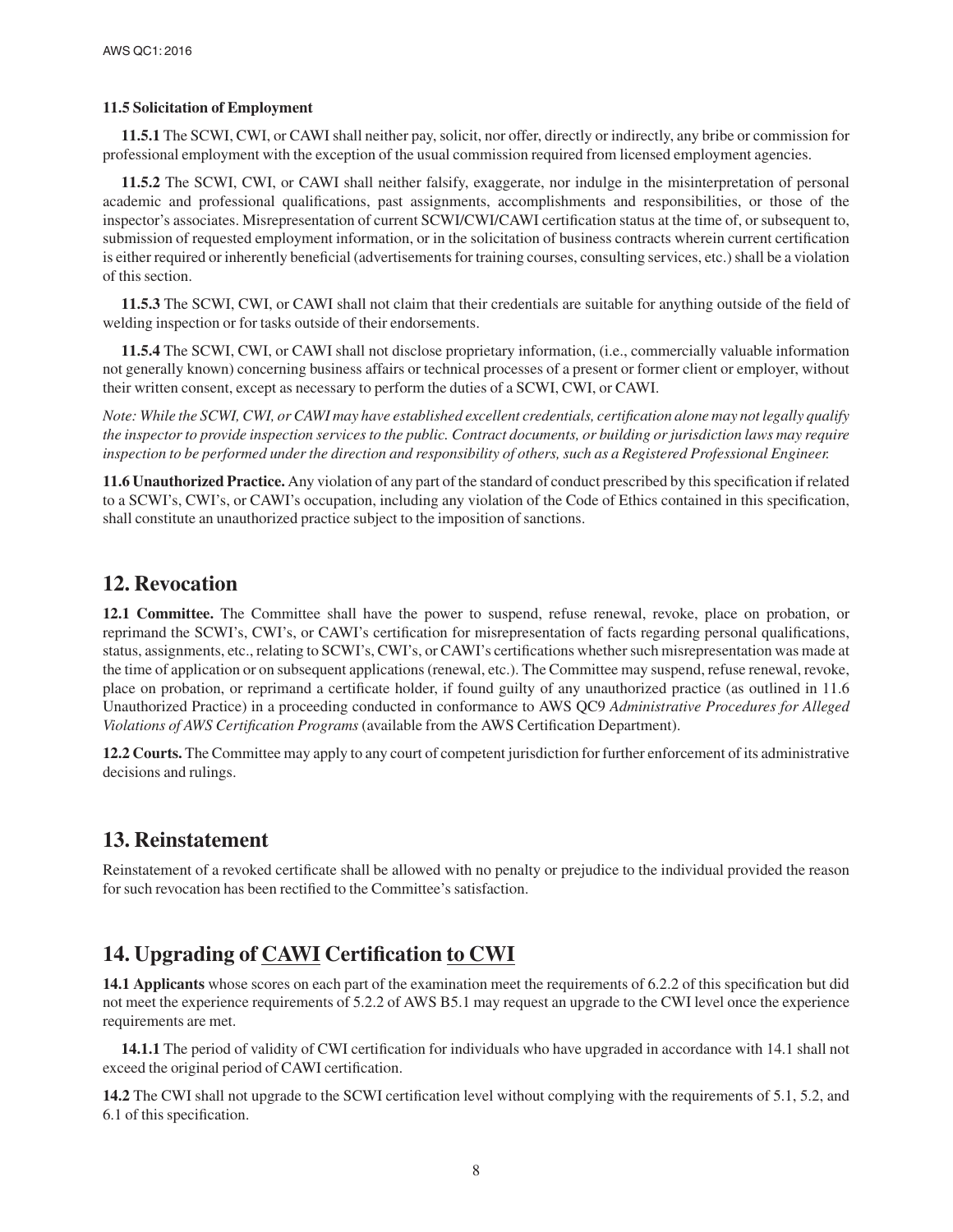**11.5 Solicitation of Employment**

**11.5.1** The SCWI, CWI, or CAWI shall neither pay, solicit, nor offer, directly or indirectly, any bribe or commission for professional employment with the exception of the usual commission required from licensed employment agencies.

**11.5.2** The SCWI, CWI, or CAWI shall neither falsify, exaggerate, nor indulge in the misinterpretation of personal academic and professional qualifications, past assignments, accomplishments and responsibilities, or those of the inspector's associates. Misrepresentation of current SCWI/CWI/CAWI certification status at the time of, or subsequent to, submission of requested employment information, or in the solicitation of business contracts wherein current certification is either required or inherently beneficial (advertisements for training courses, consulting services, etc.) shall be a violation of this section.

**11.5.3** The SCWI, CWI, or CAWI shall not claim that their credentials are suitable for anything outside of the field of welding inspection or for tasks outside of their endorsements.

**11.5.4** The SCWI, CWI, or CAWI shall not disclose proprietary information, (i.e., commercially valuable information not generally known) concerning business affairs or technical processes of a present or former client or employer, without their written consent, except as necessary to perform the duties of a SCWI, CWI, or CAWI.

*Note: While the SCWI, CWI, or CAWI may have established excellent credentials, certification alone may not legally qualify the inspector to provide inspection services to the public. Contract documents, or building or jurisdiction laws may require inspection to be performed under the direction and responsibility of others, such as a Registered Professional Engineer.*

**11.6 Unauthorized Practice.** Any violation of any part of the standard of conduct prescribed by this specification if related to a SCWI's, CWI's, or CAWI's occupation, including any violation of the Code of Ethics contained in this specification, shall constitute an unauthorized practice subject to the imposition of sanctions.

## 12. Revocation

**12.1 Committee.** The Committee shall have the power to suspend, refuse renewal, revoke, place on probation, or reprimand the SCWI's, CWI's, or CAWI's certification for misrepresentation of facts regarding personal qualifications, status, assignments, etc., relating to SCWI's, CWI's, or CAWI's certifications whether such misrepresentation was made at the time of application or on subsequent applications (renewal, etc.). The Committee may suspend, refuse renewal, revoke, place on probation, or reprimand a certificate holder, if found guilty of any unauthorized practice (as outlined in 11.6 Unauthorized Practice) in a proceeding conducted in conformance to AWS QC9 *Administrative Procedures for Alleged Violations of AWS Certification Programs* (available from the AWS Certification Department).

**12.2 Courts.** The Committee may apply to any court of competent jurisdiction for further enforcement of its administrative decisions and rulings.

## 13. Reinstatement

Reinstatement of a revoked certificate shall be allowed with no penalty or prejudice to the individual provided the reason for such revocation has been rectified to the Committee's satisfaction.

## 14. Upgrading of CAWI Certification to CWI

**14.1 Applicants** whose scores on each part of the examination meet the requirements of 6.2.2 of this specification but did not meet the experience requirements of 5.2.2 of AWS B5.1 may request an upgrade to the CWI level once the experience requirements are met.

**14.1.1** The period of validity of CWI certification for individuals who have upgraded in accordance with 14.1 shall not exceed the original period of CAWI certification.

**14.2** The CWI shall not upgrade to the SCWI certification level without complying with the requirements of 5.1, 5.2, and 6.1 of this specification.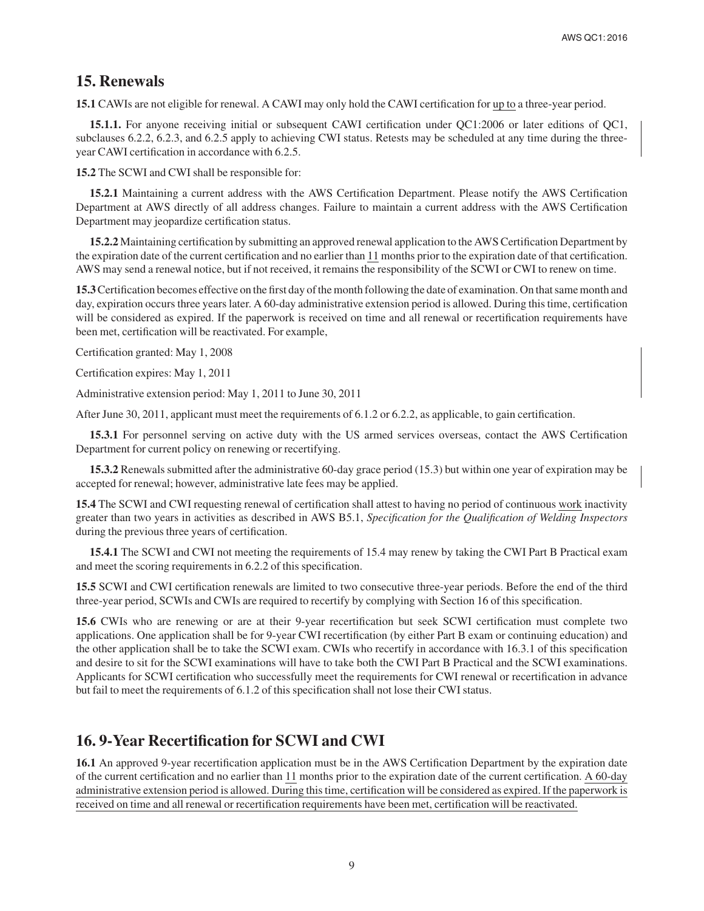## 15. Renewals

**15.1** CAWIs are not eligible for renewal. A CAWI may only hold the CAWI certification for up to a three-year period.

**15.1.1.** For anyone receiving initial or subsequent CAWI certification under QC1:2006 or later editions of QC1, subclauses 6.2.2, 6.2.3, and 6.2.5 apply to achieving CWI status. Retests may be scheduled at any time during the three-year CAWI certification in accordance with 6.2.5.

**15.2** The SCWI and CWI shall be responsible for:

**15.2.1** Maintaining a current address with the AWS Certification Department. Please notify the AWS Certification Department at AWS directly of all address changes. Failure to maintain a current address with the AWS Certification Department may jeopardize certification status.

**15.2.2** Maintaining certification by submitting an approved renewal application to the AWS Certification Department by the expiration date of the current certification and no earlier than 11 months prior to the expiration date of that certification. AWS may send a renewal notice, but if not received, it remains the responsibility of the SCWI or CWI to renew on time.

**15.3** Certification becomes effective on the first day of the month following the date of examination. On that same month and day, expiration occurs three years later. A 60-day administrative extension period is allowed. During this time, certification will be considered as expired. If the paperwork is received on time and all renewal or recertification requirements have been met, certification will be reactivated. For example,

Certification granted: May 1, 2008

Certification expires: May 1, 2011

Administrative extension period: May 1, 2011 to June 30, 2011

After June 30, 2011, applicant must meet the requirements of 6.1.2 or 6.2.2, as applicable, to gain certification.

**15.3.1** For personnel serving on active duty with the US armed services overseas, contact the AWS Certification Department for current policy on renewing or recertifying.

**15.3.2** Renewals submitted after the administrative 60-day grace period (15.3) but within one year of expiration may be accepted for renewal; however, administrative late fees may be applied.

**15.4** The SCWI and CWI requesting renewal of certification shall attest to having no period of continuous work inactivity greater than two years in activities as described in AWS B5.1, *Specification for the Qualification of Welding Inspectors* during the previous three years of certification.

**15.4.1** The SCWI and CWI not meeting the requirements of 15.4 may renew by taking the CWI Part B Practical exam and meet the scoring requirements in 6.2.2 of this specification.

**15.5** SCWI and CWI certification renewals are limited to two consecutive three-year periods. Before the end of the third three-year period, SCWIs and CWIs are required to recertify by complying with Section 16 of this specification.

**15.6** CWIs who are renewing or are at their 9-year recertification but seek SCWI certification must complete two applications. One application shall be for 9-year CWI recertification (by either Part B exam or continuing education) and the other application shall be to take the SCWI exam. CWIs who recertify in accordance with 16.3.1 of this specification and desire to sit for the SCWI examinations will have to take both the CWI Part B Practical and the SCWI examinations. Applicants for SCWI certification who successfully meet the requirements for CWI renewal or recertification in advance but fail to meet the requirements of 6.1.2 of this specification shall not lose their CWI status.

## 16. 9-Year Recertification for SCWI and CWI

**16.1** An approved 9-year recertification application must be in the AWS Certification Department by the expiration date of the current certification and no earlier than 11 months prior to the expiration date of the current certification. A 60-day administrative extension period is allowed. During this time, certification will be considered as expired. If the paperwork is received on time and all renewal or recertification requirements have been met, certification will be reactivated.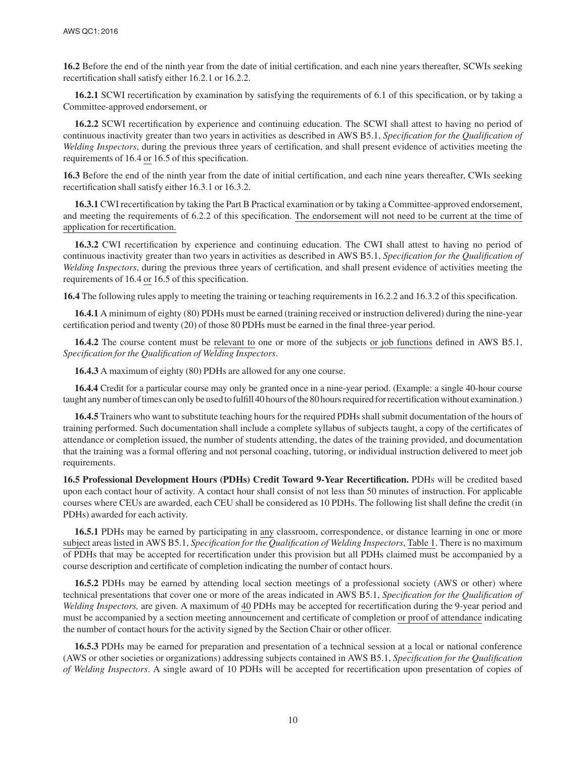**16.2** Before the end of the ninth year from the date of initial certification, and each nine years thereafter, SCWIs seeking recertification shall satisfy either 16.2.1 or 16.2.2.

**16.2.1** SCWI recertification by examination by satisfying the requirements of 6.1 of this specification, or by taking a Committee-approved endorsement, or

**16.2.2** SCWI recertification by experience and continuing education. The SCWI shall attest to having no period of continuous inactivity greater than two years in activities as described in AWS B5.1, *Specification for the Qualification of Welding Inspectors*, during the previous three years of certification, and shall present evidence of activities meeting the requirements of 16.4 or 16.5 of this specification.

**16.3** Before the end of the ninth year from the date of initial certification, and each nine years thereafter, CWIs seeking recertification shall satisfy either 16.3.1 or 16.3.2.

**16.3.1** CWI recertification by taking the Part B Practical examination or by taking a Committee-approved endorsement, and meeting the requirements of 6.2.2 of this specification. The endorsement will not need to be current at the time of application for recertification.

**16.3.2** CWI recertification by experience and continuing education. The CWI shall attest to having no period of continuous inactivity greater than two years in activities as described in AWS B5.1, *Specification for the Qualification of Welding Inspectors*, during the previous three years of certification, and shall present evidence of activities meeting the requirements of 16.4 or 16.5 of this specification.

**16.4** The following rules apply to meeting the training or teaching requirements in 16.2.2 and 16.3.2 of this specification.

**16.4.1** A minimum of eighty (80) PDHs must be earned (training received or instruction delivered) during the nine-year certification period and twenty (20) of those 80 PDHs must be earned in the final three-year period.

**16.4.2** The course content must be relevant to one or more of the subjects or job functions defined in AWS B5.1, *Specification for the Qualification of Welding Inspectors*.

**16.4.3** A maximum of eighty (80) PDHs are allowed for any one course.

**16.4.4** Credit for a particular course may only be granted once in a nine-year period. (Example: a single 40-hour course taught any number of times can only be used to fulfill 40 hours of the 80 hours required for recertification without examination.)

**16.4.5** Trainers who want to substitute teaching hours for the required PDHs shall submit documentation of the hours of training performed. Such documentation shall include a complete syllabus of subjects taught, a copy of the certificates of attendance or completion issued, the number of students attending, the dates of the training provided, and documentation that the training was a formal offering and not personal coaching, tutoring, or individual instruction delivered to meet job requirements.

**16.5 Professional Development Hours (PDHs) Credit Toward 9-Year Recertification.** PDHs will be credited based upon each contact hour of activity. A contact hour shall consist of not less than 50 minutes of instruction. For applicable courses where CEUs are awarded, each CEU shall be considered as 10 PDHs. The following list shall define the credit (in PDHs) awarded for each activity.

**16.5.1** PDHs may be earned by participating in any classroom, correspondence, or distance learning in one or more subject areas listed in AWS B5.1, *Specification for the Qualification of Welding Inspectors*, Table 1. There is no maximum of PDHs that may be accepted for recertification under this provision but all PDHs claimed must be accompanied by a course description and certificate of completion indicating the number of contact hours.

**16.5.2** PDHs may be earned by attending local section meetings of a professional society (AWS or other) where technical presentations that cover one or more of the areas indicated in AWS B5.1, *Specification for the Qualification of Welding Inspectors,* are given. A maximum of 40 PDHs may be accepted for recertification during the 9-year period and must be accompanied by a section meeting announcement and certificate of completion or proof of attendance indicating the number of contact hours for the activity signed by the Section Chair or other officer.

**16.5.3** PDHs may be earned for preparation and presentation of a technical session at a local or national conference (AWS or other societies or organizations) addressing subjects contained in AWS B5.1, *Specification for the Qualification of Welding Inspectors*. A single award of 10 PDHs will be accepted for recertification upon presentation of copies of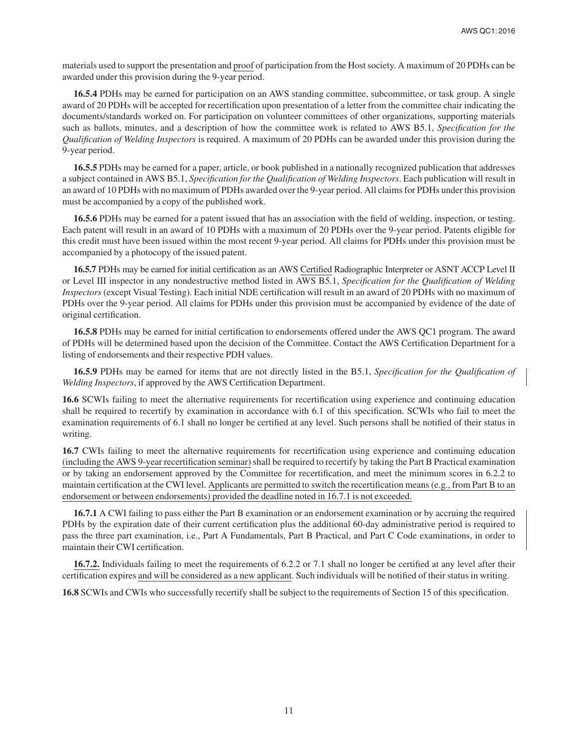materials used to support the presentation and proof of participation from the Host society. A maximum of 20 PDHs can be awarded under this provision during the 9-year period.

**16.5.4** PDHs may be earned for participation on an AWS standing committee, subcommittee, or task group. A single award of 20 PDHs will be accepted for recertification upon presentation of a letter from the committee chair indicating the documents/standards worked on. For participation on volunteer committees of other organizations, supporting materials such as ballots, minutes, and a description of how the committee work is related to AWS B5.1, *Specification for the Qualification of Welding Inspectors* is required. A maximum of 20 PDHs can be awarded under this provision during the 9-year period.

**16.5.5** PDHs may be earned for a paper, article, or book published in a nationally recognized publication that addresses a subject contained in AWS B5.1, *Specification for the Qualification of Welding Inspectors*. Each publication will result in an award of 10 PDHs with no maximum of PDHs awarded over the 9-year period. All claims for PDHs under this provision must be accompanied by a copy of the published work.

**16.5.6** PDHs may be earned for a patent issued that has an association with the field of welding, inspection, or testing. Each patent will result in an award of 10 PDHs with a maximum of 20 PDHs over the 9-year period. Patents eligible for this credit must have been issued within the most recent 9-year period. All claims for PDHs under this provision must be accompanied by a photocopy of the issued patent.

**16.5.7** PDHs may be earned for initial certification as an AWS Certified Radiographic Interpreter or ASNT ACCP Level II or Level III inspector in any nondestructive method listed in AWS B5.1, *Specification for the Qualification of Welding Inspectors* (except Visual Testing). Each initial NDE certification will result in an award of 20 PDHs with no maximum of PDHs over the 9-year period. All claims for PDHs under this provision must be accompanied by evidence of the date of original certification.

**16.5.8** PDHs may be earned for initial certification to endorsements offered under the AWS QC1 program. The award of PDHs will be determined based upon the decision of the Committee. Contact the AWS Certification Department for a listing of endorsements and their respective PDH values.

**16.5.9** PDHs may be earned for items that are not directly listed in the B5.1, *Specification for the Qualification of Welding Inspectors*, if approved by the AWS Certification Department.

**16.6** SCWIs failing to meet the alternative requirements for recertification using experience and continuing education shall be required to recertify by examination in accordance with 6.1 of this specification. SCWIs who fail to meet the examination requirements of 6.1 shall no longer be certified at any level. Such persons shall be notified of their status in writing.

**16.7** CWIs failing to meet the alternative requirements for recertification using experience and continuing education (including the AWS 9-year recertification seminar) shall be required to recertify by taking the Part B Practical examination or by taking an endorsement approved by the Committee for recertification, and meet the minimum scores in 6.2.2 to maintain certification at the CWI level. Applicants are permitted to switch the recertification means (e.g., from Part B to an endorsement or between endorsements) provided the deadline noted in 16.7.1 is not exceeded.

**16.7.1** A CWI failing to pass either the Part B examination or an endorsement examination or by accruing the required PDHs by the expiration date of their current certification plus the additional 60-day administrative period is required to pass the three part examination, i.e., Part A Fundamentals, Part B Practical, and Part C Code examinations, in order to maintain their CWI certification.

**16.7.2.** Individuals failing to meet the requirements of 6.2.2 or 7.1 shall no longer be certified at any level after their certification expires and will be considered as a new applicant. Such individuals will be notified of their status in writing.

**16.8** SCWIs and CWIs who successfully recertify shall be subject to the requirements of Section 15 of this specification.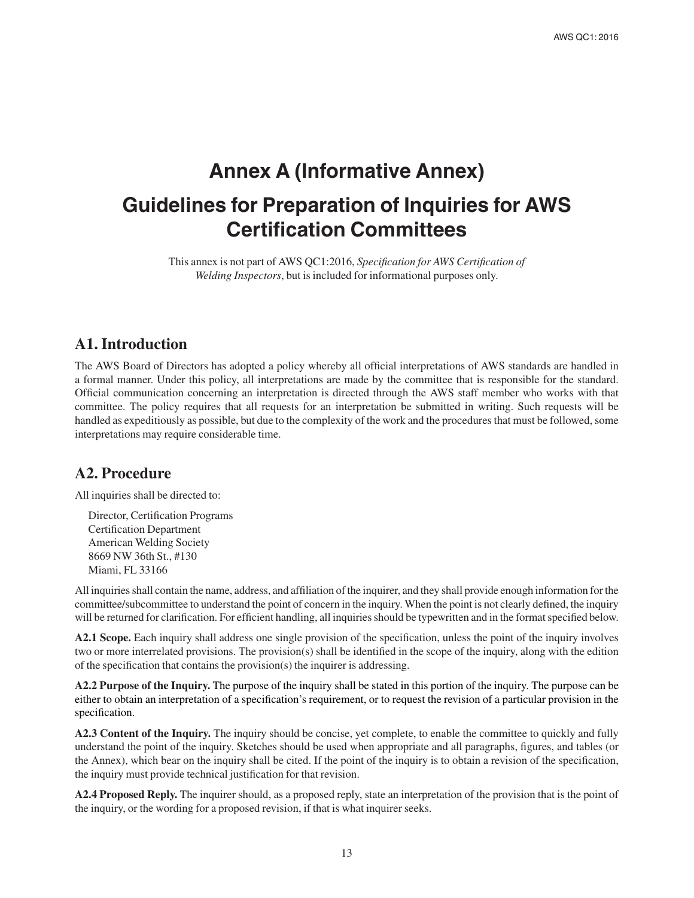# Annex A (Informative Annex)

# Guidelines for Preparation of Inquiries for AWS Certification Committees

This annex is not part of AWS QC1:2016, *Specification for AWS Certification of Welding Inspectors*, but is included for informational purposes only.

## A1. Introduction

The AWS Board of Directors has adopted a policy whereby all official interpretations of AWS standards are handled in a formal manner. Under this policy, all interpretations are made by the committee that is responsible for the standard. Official communication concerning an interpretation is directed through the AWS staff member who works with that committee. The policy requires that all requests for an interpretation be submitted in writing. Such requests will be handled as expeditiously as possible, but due to the complexity of the work and the procedures that must be followed, some interpretations may require considerable time.

## A2. Procedure

All inquiries shall be directed to:

Director, Certification Programs
Certification Department
American Welding Society
8669 NW 36th St., #130
Miami, FL 33166

All inquiries shall contain the name, address, and affiliation of the inquirer, and they shall provide enough information for the committee/subcommittee to understand the point of concern in the inquiry. When the point is not clearly defined, the inquiry will be returned for clarification. For efficient handling, all inquiries should be typewritten and in the format specified below.

**A2.1 Scope.** Each inquiry shall address one single provision of the specification, unless the point of the inquiry involves two or more interrelated provisions. The provision(s) shall be identified in the scope of the inquiry, along with the edition of the specification that contains the provision(s) the inquirer is addressing.

**A2.2 Purpose of the Inquiry.** The purpose of the inquiry shall be stated in this portion of the inquiry. The purpose can be either to obtain an interpretation of a specification's requirement, or to request the revision of a particular provision in the specification.

**A2.3 Content of the Inquiry.** The inquiry should be concise, yet complete, to enable the committee to quickly and fully understand the point of the inquiry. Sketches should be used when appropriate and all paragraphs, figures, and tables (or the Annex), which bear on the inquiry shall be cited. If the point of the inquiry is to obtain a revision of the specification, the inquiry must provide technical justification for that revision.

**A2.4 Proposed Reply.** The inquirer should, as a proposed reply, state an interpretation of the provision that is the point of the inquiry, or the wording for a proposed revision, if that is what inquirer seeks.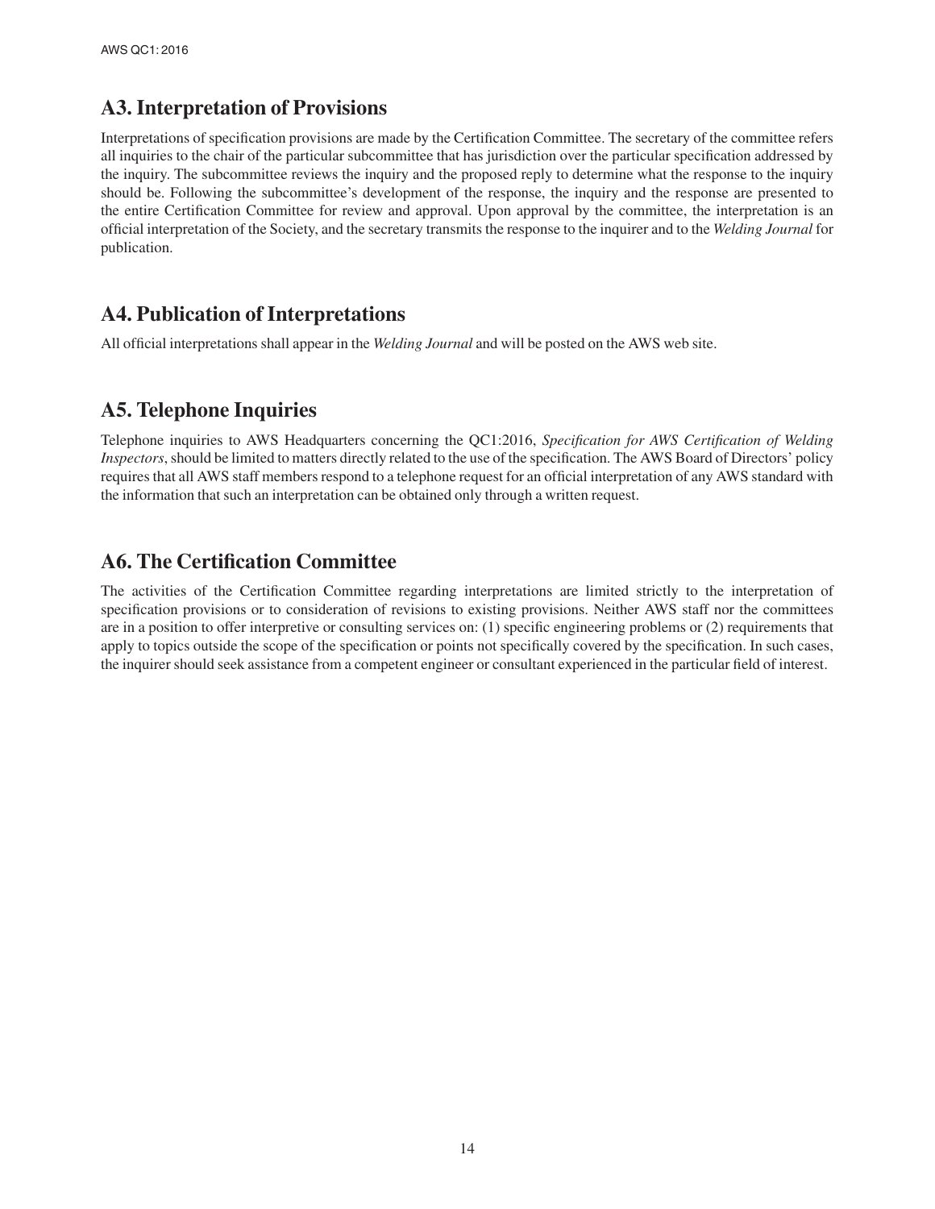## A3. Interpretation of Provisions

Interpretations of specification provisions are made by the Certification Committee. The secretary of the committee refers all inquiries to the chair of the particular subcommittee that has jurisdiction over the particular specification addressed by the inquiry. The subcommittee reviews the inquiry and the proposed reply to determine what the response to the inquiry should be. Following the subcommittee's development of the response, the inquiry and the response are presented to the entire Certification Committee for review and approval. Upon approval by the committee, the interpretation is an official interpretation of the Society, and the secretary transmits the response to the inquirer and to the *Welding Journal* for publication.

## A4. Publication of Interpretations

All official interpretations shall appear in the *Welding Journal* and will be posted on the AWS web site.

## A5. Telephone Inquiries

Telephone inquiries to AWS Headquarters concerning the QC1:2016, *Specification for AWS Certification of Welding Inspectors*, should be limited to matters directly related to the use of the specification. The AWS Board of Directors' policy requires that all AWS staff members respond to a telephone request for an official interpretation of any AWS standard with the information that such an interpretation can be obtained only through a written request.

## A6. The Certification Committee

The activities of the Certification Committee regarding interpretations are limited strictly to the interpretation of specification provisions or to consideration of revisions to existing provisions. Neither AWS staff nor the committees are in a position to offer interpretive or consulting services on: (1) specific engineering problems or (2) requirements that apply to topics outside the scope of the specification or points not specifically covered by the specification. In such cases, the inquirer should seek assistance from a competent engineer or consultant experienced in the particular field of interest.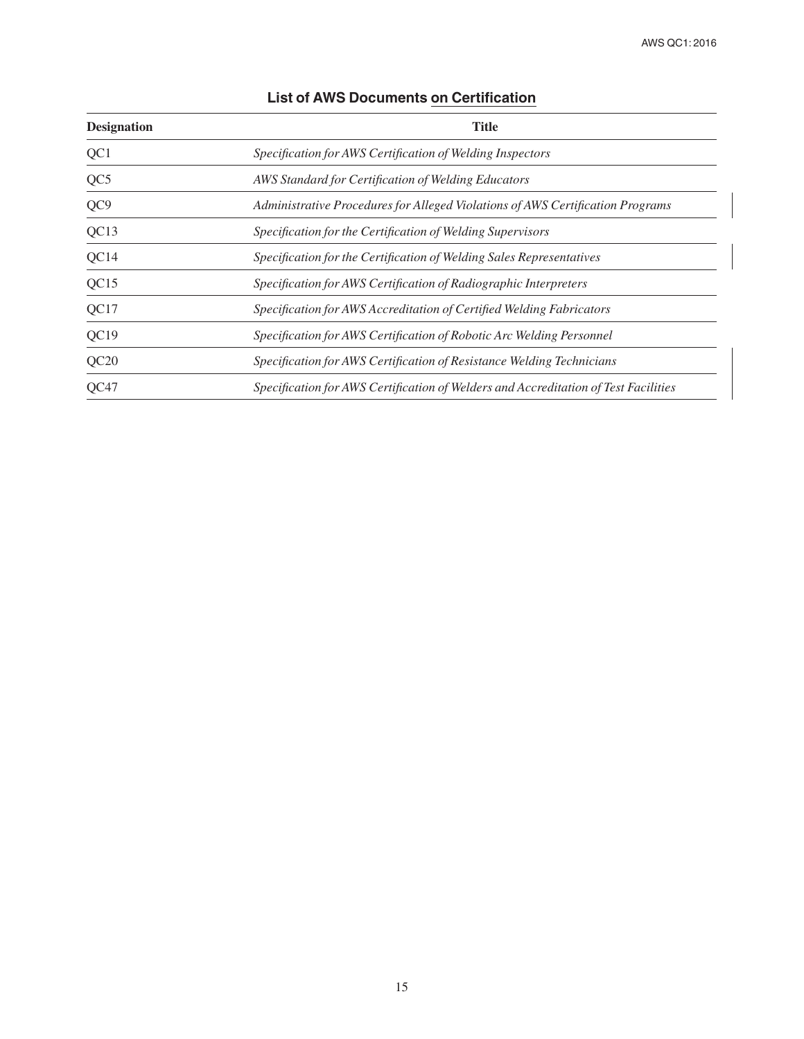## List of AWS Documents on Certification

| Designation | Title |
|---|---|
| QC1 | *Specification for AWS Certification of Welding Inspectors* |
| QC5 | *AWS Standard for Certification of Welding Educators* |
| QC9 | *Administrative Procedures for Alleged Violations of AWS Certification Programs* |
| QC13 | *Specification for the Certification of Welding Supervisors* |
| QC14 | *Specification for the Certification of Welding Sales Representatives* |
| QC15 | *Specification for AWS Certification of Radiographic Interpreters* |
| QC17 | *Specification for AWS Accreditation of Certified Welding Fabricators* |
| QC19 | *Specification for AWS Certification of Robotic Arc Welding Personnel* |
| QC20 | *Specification for AWS Certification of Resistance Welding Technicians* |
| QC47 | *Specification for AWS Certification of Welders and Accreditation of Test Facilities* |